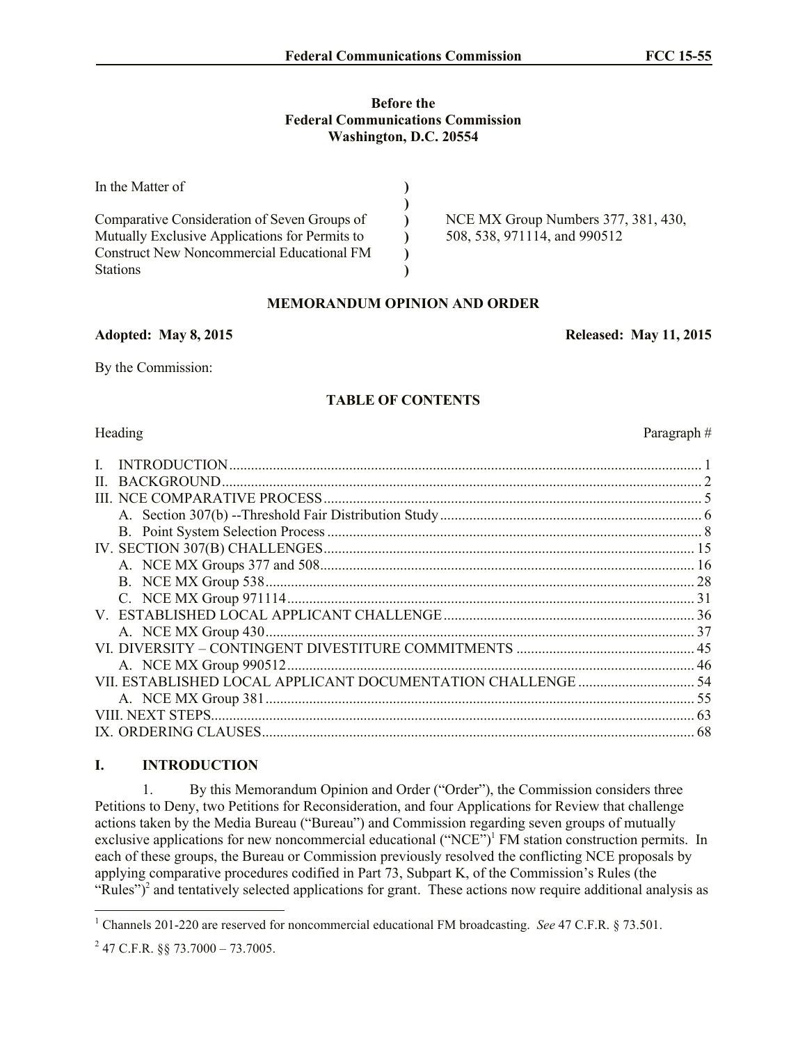**Before the**
**Federal Communications Commission**
**Washington, D.C. 20554**

| In the Matter of | ) | |
|---|---|---|
| | ) | |
| Comparative Consideration of Seven Groups of Mutually Exclusive Applications for Permits to Construct New Noncommercial Educational FM Stations | ) | NCE MX Group Numbers 377, 381, 430, 508, 538, 971114, and 990512 |

**MEMORANDUM OPINION AND ORDER**

**Adopted: May 8, 2015** **Released: May 11, 2015**

By the Commission:

**TABLE OF CONTENTS**

| Heading | Paragraph # |
|---|---|
| I. INTRODUCTION | 1 |
| II. BACKGROUND | 2 |
| III. NCE COMPARATIVE PROCESS | 5 |
| A. Section 307(b) --Threshold Fair Distribution Study | 6 |
| B. Point System Selection Process | 8 |
| IV. SECTION 307(B) CHALLENGES | 15 |
| A. NCE MX Groups 377 and 508 | 16 |
| B. NCE MX Group 538 | 28 |
| C. NCE MX Group 971114 | 31 |
| V. ESTABLISHED LOCAL APPLICANT CHALLENGE | 36 |
| A. NCE MX Group 430 | 37 |
| VI. DIVERSITY – CONTINGENT DIVESTITURE COMMITMENTS | 45 |
| A. NCE MX Group 990512 | 46 |
| VII. ESTABLISHED LOCAL APPLICANT DOCUMENTATION CHALLENGE | 54 |
| A. NCE MX Group 381 | 55 |
| VIII. NEXT STEPS | 63 |
| IX. ORDERING CLAUSES | 68 |

## I. INTRODUCTION

1. By this Memorandum Opinion and Order ("Order"), the Commission considers three Petitions to Deny, two Petitions for Reconsideration, and four Applications for Review that challenge actions taken by the Media Bureau ("Bureau") and Commission regarding seven groups of mutually exclusive applications for new noncommercial educational ("NCE")[1] FM station construction permits. In each of these groups, the Bureau or Commission previously resolved the conflicting NCE proposals by applying comparative procedures codified in Part 73, Subpart K, of the Commission's Rules (the "Rules")[2] and tentatively selected applications for grant. These actions now require additional analysis as

---

[1] Channels 201-220 are reserved for noncommercial educational FM broadcasting. *See* 47 C.F.R. § 73.501.

[2] 47 C.F.R. §§ 73.7000 – 73.7005.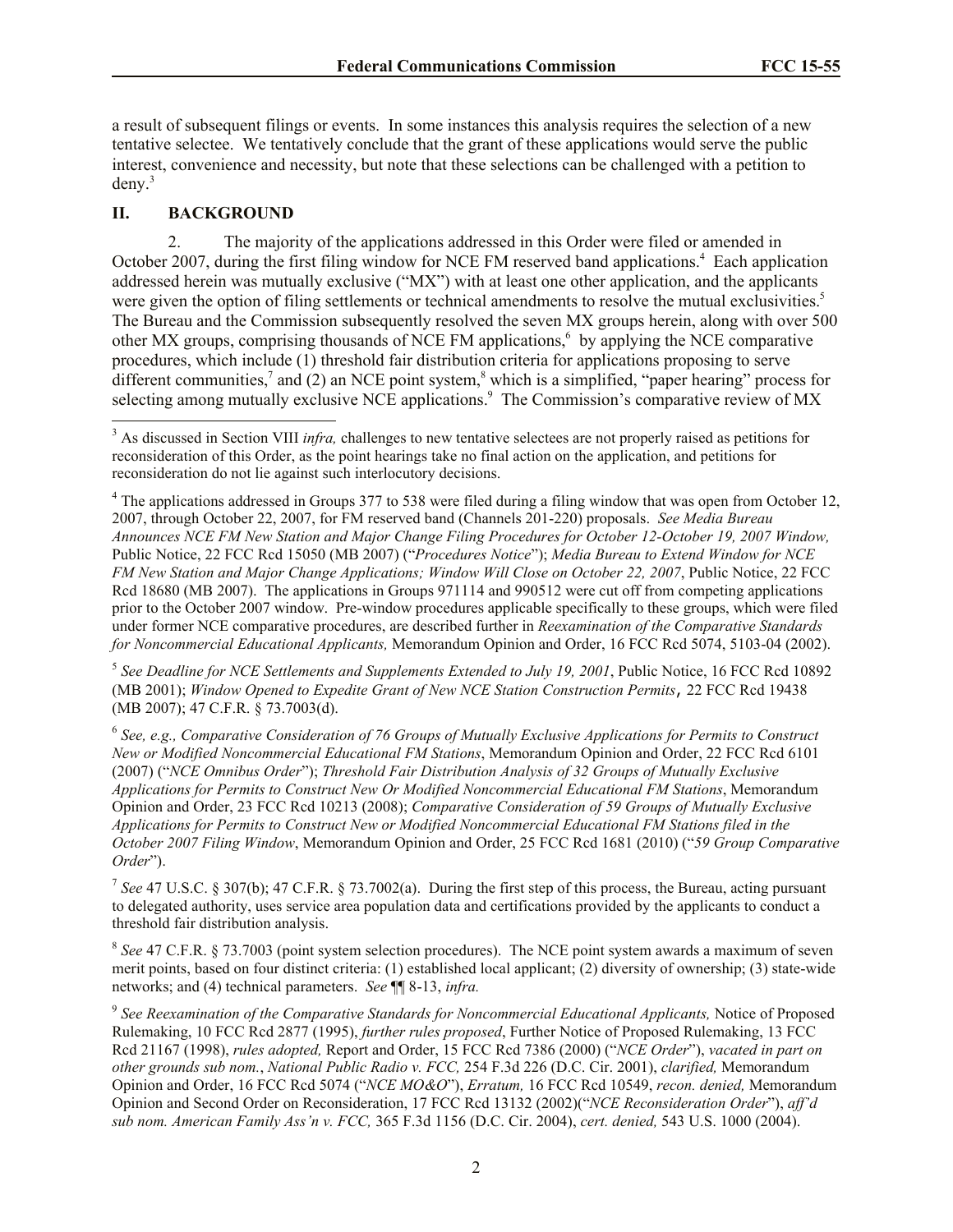a result of subsequent filings or events. In some instances this analysis requires the selection of a new tentative selectee. We tentatively conclude that the grant of these applications would serve the public interest, convenience and necessity, but note that these selections can be challenged with a petition to deny.[3]

## II. BACKGROUND

2. The majority of the applications addressed in this Order were filed or amended in October 2007, during the first filing window for NCE FM reserved band applications.[4] Each application addressed herein was mutually exclusive ("MX") with at least one other application, and the applicants were given the option of filing settlements or technical amendments to resolve the mutual exclusivities.[5] The Bureau and the Commission subsequently resolved the seven MX groups herein, along with over 500 other MX groups, comprising thousands of NCE FM applications,[6] by applying the NCE comparative procedures, which include (1) threshold fair distribution criteria for applications proposing to serve different communities,[7] and (2) an NCE point system,[8] which is a simplified, "paper hearing" process for selecting among mutually exclusive NCE applications.[9] The Commission's comparative review of MX

---

[3] As discussed in Section VIII *infra,* challenges to new tentative selectees are not properly raised as petitions for reconsideration of this Order, as the point hearings take no final action on the application, and petitions for reconsideration do not lie against such interlocutory decisions.

[4] The applications addressed in Groups 377 to 538 were filed during a filing window that was open from October 12, 2007, through October 22, 2007, for FM reserved band (Channels 201-220) proposals. *See Media Bureau Announces NCE FM New Station and Major Change Filing Procedures for October 12-October 19, 2007 Window,* Public Notice, 22 FCC Rcd 15050 (MB 2007) ("*Procedures Notice*"); *Media Bureau to Extend Window for NCE FM New Station and Major Change Applications; Window Will Close on October 22, 2007*, Public Notice, 22 FCC Rcd 18680 (MB 2007). The applications in Groups 971114 and 990512 were cut off from competing applications prior to the October 2007 window. Pre-window procedures applicable specifically to these groups, which were filed under former NCE comparative procedures, are described further in *Reexamination of the Comparative Standards for Noncommercial Educational Applicants,* Memorandum Opinion and Order, 16 FCC Rcd 5074, 5103-04 (2002).

[5] *See Deadline for NCE Settlements and Supplements Extended to July 19, 2001*, Public Notice, 16 FCC Rcd 10892 (MB 2001); *Window Opened to Expedite Grant of New NCE Station Construction Permits*, 22 FCC Rcd 19438 (MB 2007); 47 C.F.R. § 73.7003(d).

[6] *See, e.g., Comparative Consideration of 76 Groups of Mutually Exclusive Applications for Permits to Construct New or Modified Noncommercial Educational FM Stations*, Memorandum Opinion and Order, 22 FCC Rcd 6101 (2007) ("*NCE Omnibus Order*"); *Threshold Fair Distribution Analysis of 32 Groups of Mutually Exclusive Applications for Permits to Construct New Or Modified Noncommercial Educational FM Stations*, Memorandum Opinion and Order, 23 FCC Rcd 10213 (2008); *Comparative Consideration of 59 Groups of Mutually Exclusive Applications for Permits to Construct New or Modified Noncommercial Educational FM Stations filed in the October 2007 Filing Window*, Memorandum Opinion and Order, 25 FCC Rcd 1681 (2010) ("*59 Group Comparative Order*").

[7] *See* 47 U.S.C. § 307(b); 47 C.F.R. § 73.7002(a). During the first step of this process, the Bureau, acting pursuant to delegated authority, uses service area population data and certifications provided by the applicants to conduct a threshold fair distribution analysis.

[8] *See* 47 C.F.R. § 73.7003 (point system selection procedures). The NCE point system awards a maximum of seven merit points, based on four distinct criteria: (1) established local applicant; (2) diversity of ownership; (3) state-wide networks; and (4) technical parameters. *See* ¶¶ 8-13, *infra.*

[9] *See Reexamination of the Comparative Standards for Noncommercial Educational Applicants,* Notice of Proposed Rulemaking, 10 FCC Rcd 2877 (1995), *further rules proposed*, Further Notice of Proposed Rulemaking, 13 FCC Rcd 21167 (1998), *rules adopted,* Report and Order, 15 FCC Rcd 7386 (2000) ("*NCE Order*"), *vacated in part on other grounds sub nom.*, *National Public Radio v. FCC,* 254 F.3d 226 (D.C. Cir. 2001), *clarified,* Memorandum Opinion and Order, 16 FCC Rcd 5074 ("*NCE MO&O*"), *Erratum,* 16 FCC Rcd 10549, *recon. denied,* Memorandum Opinion and Second Order on Reconsideration, 17 FCC Rcd 13132 (2002)("*NCE Reconsideration Order*"), *aff'd sub nom. American Family Ass'n v. FCC,* 365 F.3d 1156 (D.C. Cir. 2004), *cert. denied,* 543 U.S. 1000 (2004).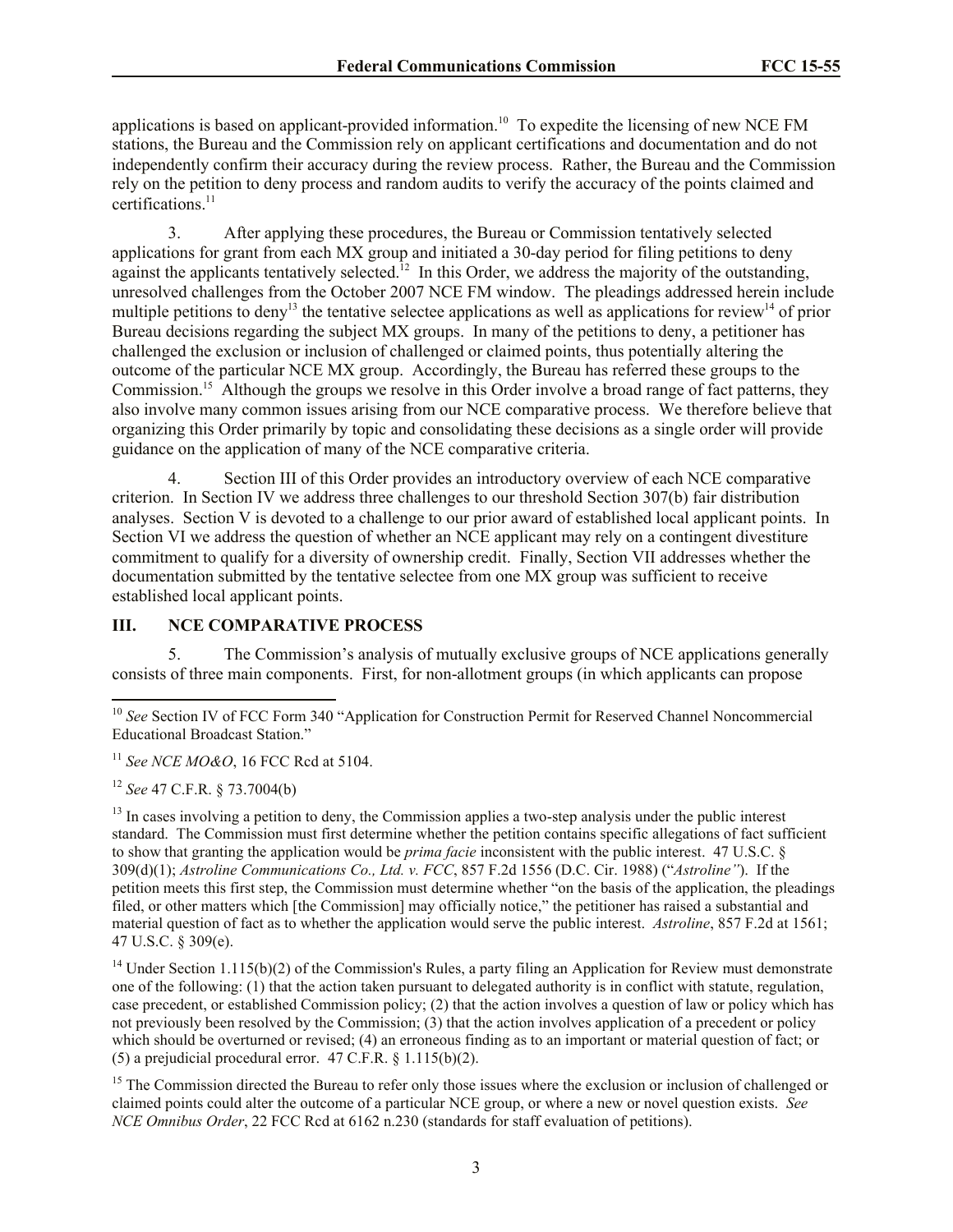applications is based on applicant-provided information.[10] To expedite the licensing of new NCE FM stations, the Bureau and the Commission rely on applicant certifications and documentation and do not independently confirm their accuracy during the review process. Rather, the Bureau and the Commission rely on the petition to deny process and random audits to verify the accuracy of the points claimed and certifications.[11]

3. After applying these procedures, the Bureau or Commission tentatively selected applications for grant from each MX group and initiated a 30-day period for filing petitions to deny against the applicants tentatively selected.[12] In this Order, we address the majority of the outstanding, unresolved challenges from the October 2007 NCE FM window. The pleadings addressed herein include multiple petitions to deny[13] the tentative selectee applications as well as applications for review[14] of prior Bureau decisions regarding the subject MX groups. In many of the petitions to deny, a petitioner has challenged the exclusion or inclusion of challenged or claimed points, thus potentially altering the outcome of the particular NCE MX group. Accordingly, the Bureau has referred these groups to the Commission.[15] Although the groups we resolve in this Order involve a broad range of fact patterns, they also involve many common issues arising from our NCE comparative process. We therefore believe that organizing this Order primarily by topic and consolidating these decisions as a single order will provide guidance on the application of many of the NCE comparative criteria.

4. Section III of this Order provides an introductory overview of each NCE comparative criterion. In Section IV we address three challenges to our threshold Section 307(b) fair distribution analyses. Section V is devoted to a challenge to our prior award of established local applicant points. In Section VI we address the question of whether an NCE applicant may rely on a contingent divestiture commitment to qualify for a diversity of ownership credit. Finally, Section VII addresses whether the documentation submitted by the tentative selectee from one MX group was sufficient to receive established local applicant points.

## III. NCE COMPARATIVE PROCESS

5. The Commission's analysis of mutually exclusive groups of NCE applications generally consists of three main components. First, for non-allotment groups (in which applicants can propose

---

[10] *See* Section IV of FCC Form 340 "Application for Construction Permit for Reserved Channel Noncommercial Educational Broadcast Station."

[11] *See NCE MO&O*, 16 FCC Rcd at 5104.

[12] *See* 47 C.F.R. § 73.7004(b)

[13] In cases involving a petition to deny, the Commission applies a two-step analysis under the public interest standard. The Commission must first determine whether the petition contains specific allegations of fact sufficient to show that granting the application would be *prima facie* inconsistent with the public interest. 47 U.S.C. § 309(d)(1); *Astroline Communications Co., Ltd. v. FCC*, 857 F.2d 1556 (D.C. Cir. 1988) ("*Astroline*"). If the petition meets this first step, the Commission must determine whether "on the basis of the application, the pleadings filed, or other matters which [the Commission] may officially notice," the petitioner has raised a substantial and material question of fact as to whether the application would serve the public interest. *Astroline*, 857 F.2d at 1561; 47 U.S.C. § 309(e).

[14] Under Section 1.115(b)(2) of the Commission's Rules, a party filing an Application for Review must demonstrate one of the following: (1) that the action taken pursuant to delegated authority is in conflict with statute, regulation, case precedent, or established Commission policy; (2) that the action involves a question of law or policy which has not previously been resolved by the Commission; (3) that the action involves application of a precedent or policy which should be overturned or revised; (4) an erroneous finding as to an important or material question of fact; or (5) a prejudicial procedural error. 47 C.F.R. § 1.115(b)(2).

[15] The Commission directed the Bureau to refer only those issues where the exclusion or inclusion of challenged or claimed points could alter the outcome of a particular NCE group, or where a new or novel question exists. *See NCE Omnibus Order*, 22 FCC Rcd at 6162 n.230 (standards for staff evaluation of petitions).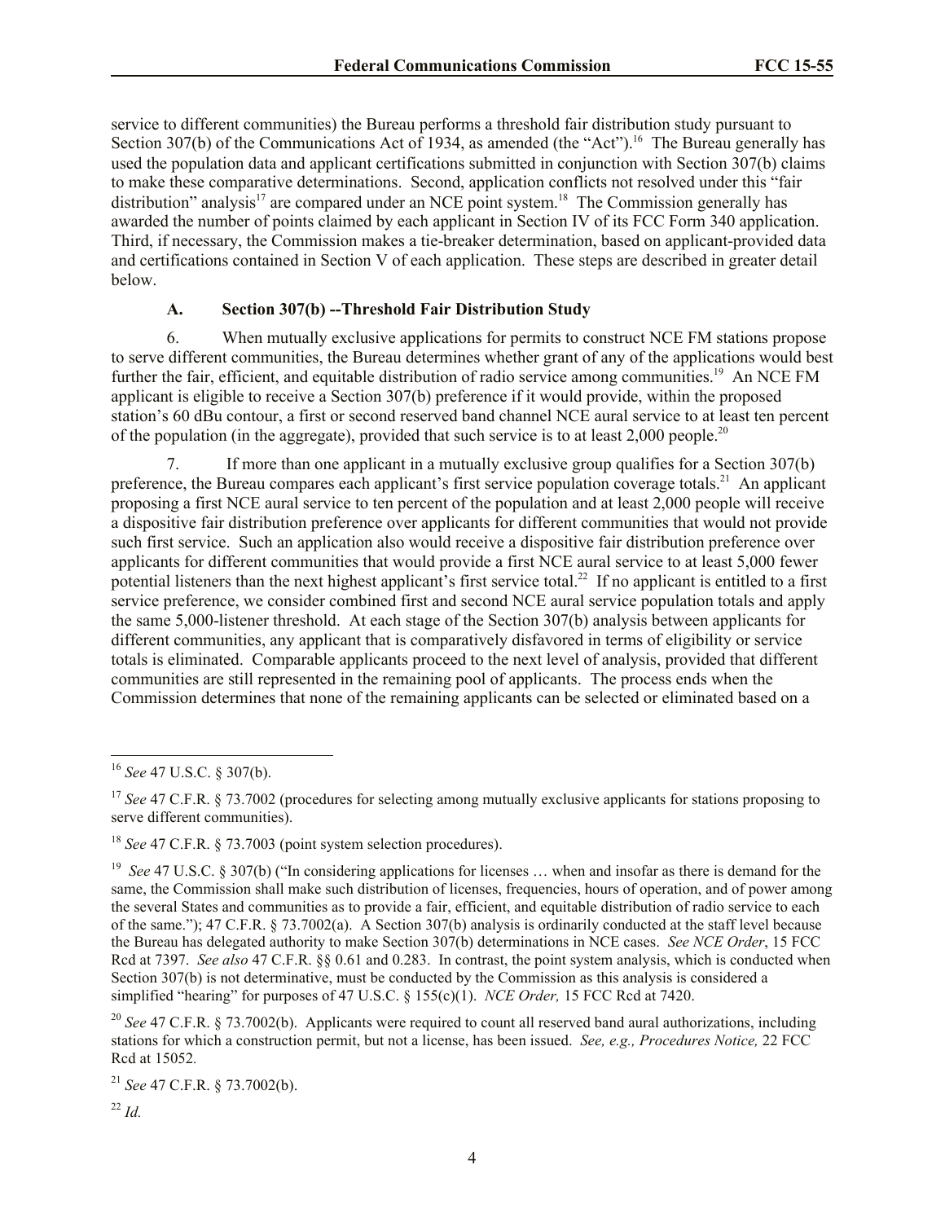service to different communities) the Bureau performs a threshold fair distribution study pursuant to Section 307(b) of the Communications Act of 1934, as amended (the "Act").[16] The Bureau generally has used the population data and applicant certifications submitted in conjunction with Section 307(b) claims to make these comparative determinations. Second, application conflicts not resolved under this "fair distribution" analysis[17] are compared under an NCE point system.[18] The Commission generally has awarded the number of points claimed by each applicant in Section IV of its FCC Form 340 application. Third, if necessary, the Commission makes a tie-breaker determination, based on applicant-provided data and certifications contained in Section V of each application. These steps are described in greater detail below.

### A. Section 307(b) --Threshold Fair Distribution Study

6. When mutually exclusive applications for permits to construct NCE FM stations propose to serve different communities, the Bureau determines whether grant of any of the applications would best further the fair, efficient, and equitable distribution of radio service among communities.[19] An NCE FM applicant is eligible to receive a Section 307(b) preference if it would provide, within the proposed station's 60 dBu contour, a first or second reserved band channel NCE aural service to at least ten percent of the population (in the aggregate), provided that such service is to at least 2,000 people.[20]

7. If more than one applicant in a mutually exclusive group qualifies for a Section 307(b) preference, the Bureau compares each applicant's first service population coverage totals.[21] An applicant proposing a first NCE aural service to ten percent of the population and at least 2,000 people will receive a dispositive fair distribution preference over applicants for different communities that would not provide such first service. Such an application also would receive a dispositive fair distribution preference over applicants for different communities that would provide a first NCE aural service to at least 5,000 fewer potential listeners than the next highest applicant's first service total.[22] If no applicant is entitled to a first service preference, we consider combined first and second NCE aural service population totals and apply the same 5,000-listener threshold. At each stage of the Section 307(b) analysis between applicants for different communities, any applicant that is comparatively disfavored in terms of eligibility or service totals is eliminated. Comparable applicants proceed to the next level of analysis, provided that different communities are still represented in the remaining pool of applicants. The process ends when the Commission determines that none of the remaining applicants can be selected or eliminated based on a

---

[16] *See* 47 U.S.C. § 307(b).

[17] *See* 47 C.F.R. § 73.7002 (procedures for selecting among mutually exclusive applicants for stations proposing to serve different communities).

[18] *See* 47 C.F.R. § 73.7003 (point system selection procedures).

[19] *See* 47 U.S.C. § 307(b) ("In considering applications for licenses … when and insofar as there is demand for the same, the Commission shall make such distribution of licenses, frequencies, hours of operation, and of power among the several States and communities as to provide a fair, efficient, and equitable distribution of radio service to each of the same."); 47 C.F.R. § 73.7002(a). A Section 307(b) analysis is ordinarily conducted at the staff level because the Bureau has delegated authority to make Section 307(b) determinations in NCE cases. *See NCE Order*, 15 FCC Rcd at 7397. *See also* 47 C.F.R. §§ 0.61 and 0.283. In contrast, the point system analysis, which is conducted when Section 307(b) is not determinative, must be conducted by the Commission as this analysis is considered a simplified "hearing" for purposes of 47 U.S.C. § 155(c)(1). *NCE Order,* 15 FCC Rcd at 7420.

[20] *See* 47 C.F.R. § 73.7002(b). Applicants were required to count all reserved band aural authorizations, including stations for which a construction permit, but not a license, has been issued. *See, e.g., Procedures Notice,* 22 FCC Rcd at 15052.

[21] *See* 47 C.F.R. § 73.7002(b).

[22] *Id.*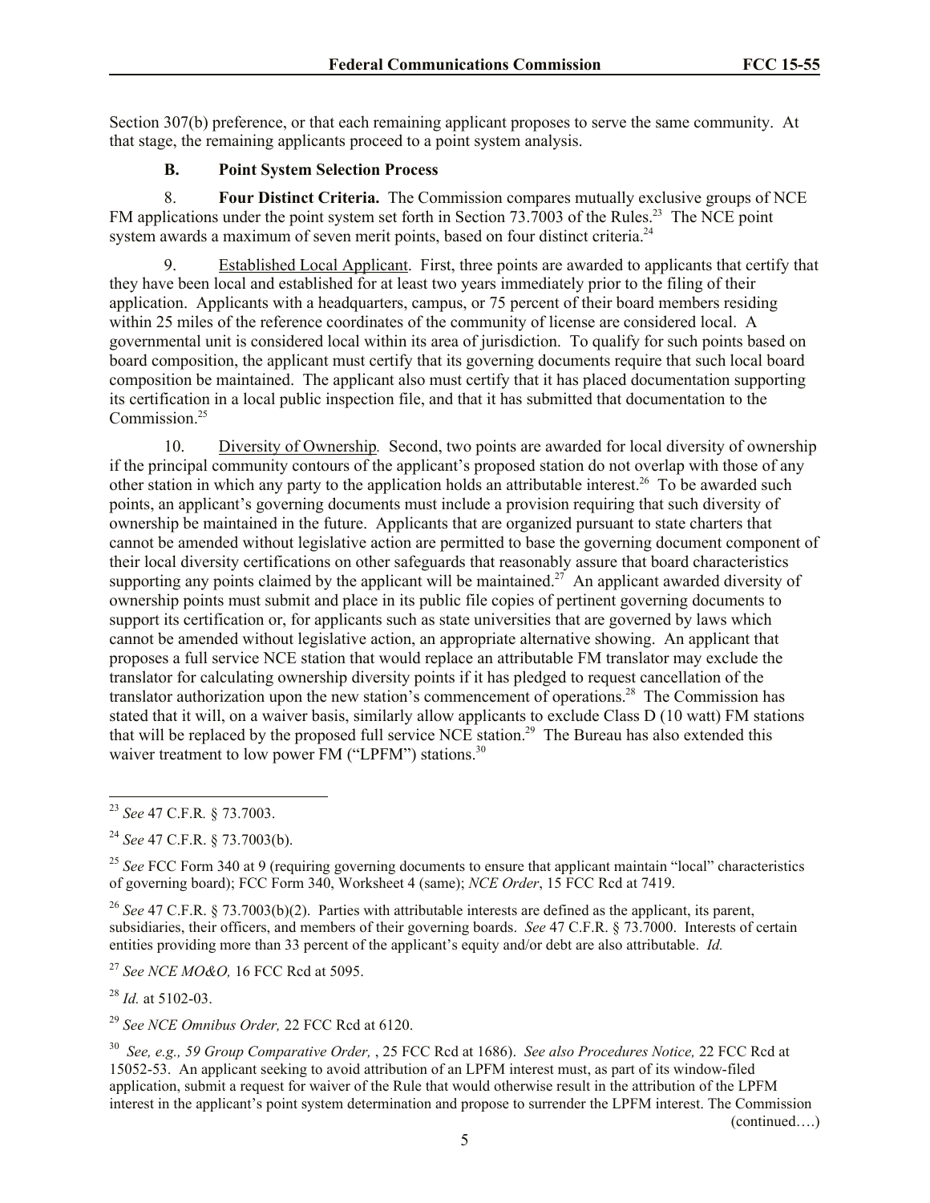Section 307(b) preference, or that each remaining applicant proposes to serve the same community. At that stage, the remaining applicants proceed to a point system analysis.

### B. Point System Selection Process

8. **Four Distinct Criteria.** The Commission compares mutually exclusive groups of NCE FM applications under the point system set forth in Section 73.7003 of the Rules.[23] The NCE point system awards a maximum of seven merit points, based on four distinct criteria.[24]

9. Established Local Applicant. First, three points are awarded to applicants that certify that they have been local and established for at least two years immediately prior to the filing of their application. Applicants with a headquarters, campus, or 75 percent of their board members residing within 25 miles of the reference coordinates of the community of license are considered local. A governmental unit is considered local within its area of jurisdiction. To qualify for such points based on board composition, the applicant must certify that its governing documents require that such local board composition be maintained. The applicant also must certify that it has placed documentation supporting its certification in a local public inspection file, and that it has submitted that documentation to the Commission.[25]

10. Diversity of Ownership*.* Second, two points are awarded for local diversity of ownership if the principal community contours of the applicant's proposed station do not overlap with those of any other station in which any party to the application holds an attributable interest.[26] To be awarded such points, an applicant's governing documents must include a provision requiring that such diversity of ownership be maintained in the future. Applicants that are organized pursuant to state charters that cannot be amended without legislative action are permitted to base the governing document component of their local diversity certifications on other safeguards that reasonably assure that board characteristics supporting any points claimed by the applicant will be maintained.[27] An applicant awarded diversity of ownership points must submit and place in its public file copies of pertinent governing documents to support its certification or, for applicants such as state universities that are governed by laws which cannot be amended without legislative action, an appropriate alternative showing. An applicant that proposes a full service NCE station that would replace an attributable FM translator may exclude the translator for calculating ownership diversity points if it has pledged to request cancellation of the translator authorization upon the new station's commencement of operations.[28] The Commission has stated that it will, on a waiver basis, similarly allow applicants to exclude Class D (10 watt) FM stations that will be replaced by the proposed full service NCE station.[29] The Bureau has also extended this waiver treatment to low power FM ("LPFM") stations.[30]

---

[23] *See* 47 C.F.R. § 73.7003.

[24] *See* 47 C.F.R. § 73.7003(b).

[25] *See* FCC Form 340 at 9 (requiring governing documents to ensure that applicant maintain "local" characteristics of governing board); FCC Form 340, Worksheet 4 (same); *NCE Order*, 15 FCC Rcd at 7419.

[26] *See* 47 C.F.R. § 73.7003(b)(2). Parties with attributable interests are defined as the applicant, its parent, subsidiaries, their officers, and members of their governing boards. *See* 47 C.F.R. § 73.7000. Interests of certain entities providing more than 33 percent of the applicant's equity and/or debt are also attributable. *Id.*

[27] *See NCE MO&O,* 16 FCC Rcd at 5095.

[28] *Id.* at 5102-03.

[29] *See NCE Omnibus Order,* 22 FCC Rcd at 6120.

[30] *See, e.g., 59 Group Comparative Order,* , 25 FCC Rcd at 1686). *See also Procedures Notice,* 22 FCC Rcd at 15052-53. An applicant seeking to avoid attribution of an LPFM interest must, as part of its window-filed application, submit a request for waiver of the Rule that would otherwise result in the attribution of the LPFM interest in the applicant's point system determination and propose to surrender the LPFM interest. The Commission

(continued….)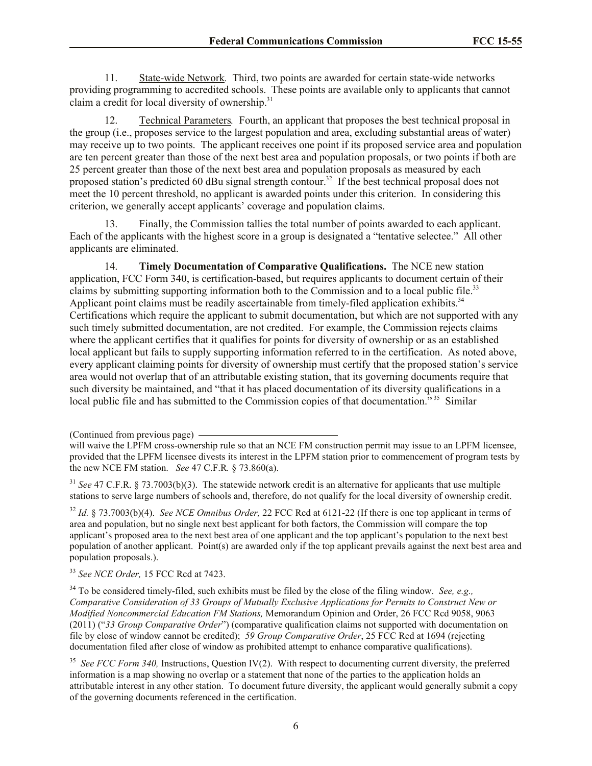11. State-wide Network*.* Third, two points are awarded for certain state-wide networks providing programming to accredited schools. These points are available only to applicants that cannot claim a credit for local diversity of ownership.[31]

12. Technical Parameters*.* Fourth, an applicant that proposes the best technical proposal in the group (i.e., proposes service to the largest population and area, excluding substantial areas of water) may receive up to two points. The applicant receives one point if its proposed service area and population are ten percent greater than those of the next best area and population proposals, or two points if both are 25 percent greater than those of the next best area and population proposals as measured by each proposed station's predicted 60 dBu signal strength contour.[32] If the best technical proposal does not meet the 10 percent threshold, no applicant is awarded points under this criterion. In considering this criterion, we generally accept applicants' coverage and population claims.

13. Finally, the Commission tallies the total number of points awarded to each applicant. Each of the applicants with the highest score in a group is designated a "tentative selectee." All other applicants are eliminated.

14. **Timely Documentation of Comparative Qualifications.** The NCE new station application, FCC Form 340, is certification-based, but requires applicants to document certain of their claims by submitting supporting information both to the Commission and to a local public file.[33] Applicant point claims must be readily ascertainable from timely-filed application exhibits.[34] Certifications which require the applicant to submit documentation, but which are not supported with any such timely submitted documentation, are not credited. For example, the Commission rejects claims where the applicant certifies that it qualifies for points for diversity of ownership or as an established local applicant but fails to supply supporting information referred to in the certification. As noted above, every applicant claiming points for diversity of ownership must certify that the proposed station's service area would not overlap that of an attributable existing station, that its governing documents require that such diversity be maintained, and "that it has placed documentation of its diversity qualifications in a local public file and has submitted to the Commission copies of that documentation."[35] Similar

(Continued from previous page)

will waive the LPFM cross-ownership rule so that an NCE FM construction permit may issue to an LPFM licensee, provided that the LPFM licensee divests its interest in the LPFM station prior to commencement of program tests by the new NCE FM station. *See* 47 C.F.R. § 73.860(a).

[31] *See* 47 C.F.R. § 73.7003(b)(3). The statewide network credit is an alternative for applicants that use multiple stations to serve large numbers of schools and, therefore, do not qualify for the local diversity of ownership credit.

[32] *Id.* § 73.7003(b)(4). *See NCE Omnibus Order,* 22 FCC Rcd at 6121-22 (If there is one top applicant in terms of area and population, but no single next best applicant for both factors, the Commission will compare the top applicant's proposed area to the next best area of one applicant and the top applicant's population to the next best population of another applicant. Point(s) are awarded only if the top applicant prevails against the next best area and population proposals.).

[33] *See NCE Order,* 15 FCC Rcd at 7423.

[34] To be considered timely-filed, such exhibits must be filed by the close of the filing window. *See, e.g., Comparative Consideration of 33 Groups of Mutually Exclusive Applications for Permits to Construct New or Modified Noncommercial Education FM Stations,* Memorandum Opinion and Order, 26 FCC Rcd 9058, 9063 (2011) ("*33 Group Comparative Order*") (comparative qualification claims not supported with documentation on file by close of window cannot be credited); *59 Group Comparative Order*, 25 FCC Rcd at 1694 (rejecting documentation filed after close of window as prohibited attempt to enhance comparative qualifications).

[35] *See FCC Form 340,* Instructions, Question IV(2). With respect to documenting current diversity, the preferred information is a map showing no overlap or a statement that none of the parties to the application holds an attributable interest in any other station. To document future diversity, the applicant would generally submit a copy of the governing documents referenced in the certification.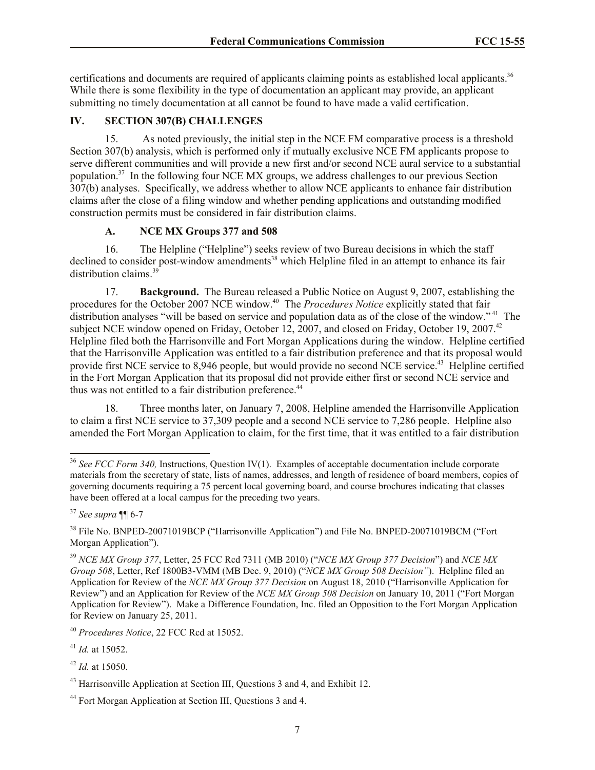certifications and documents are required of applicants claiming points as established local applicants.[36] While there is some flexibility in the type of documentation an applicant may provide, an applicant submitting no timely documentation at all cannot be found to have made a valid certification.

## IV. SECTION 307(B) CHALLENGES

15. As noted previously, the initial step in the NCE FM comparative process is a threshold Section 307(b) analysis, which is performed only if mutually exclusive NCE FM applicants propose to serve different communities and will provide a new first and/or second NCE aural service to a substantial population.[37] In the following four NCE MX groups, we address challenges to our previous Section 307(b) analyses. Specifically, we address whether to allow NCE applicants to enhance fair distribution claims after the close of a filing window and whether pending applications and outstanding modified construction permits must be considered in fair distribution claims.

### A. NCE MX Groups 377 and 508

16. The Helpline ("Helpline") seeks review of two Bureau decisions in which the staff declined to consider post-window amendments[38] which Helpline filed in an attempt to enhance its fair distribution claims.[39]

17. **Background.** The Bureau released a Public Notice on August 9, 2007, establishing the procedures for the October 2007 NCE window.[40] The *Procedures Notice* explicitly stated that fair distribution analyses "will be based on service and population data as of the close of the window."[41] The subject NCE window opened on Friday, October 12, 2007, and closed on Friday, October 19, 2007.[42] Helpline filed both the Harrisonville and Fort Morgan Applications during the window. Helpline certified that the Harrisonville Application was entitled to a fair distribution preference and that its proposal would provide first NCE service to 8,946 people, but would provide no second NCE service.[43] Helpline certified in the Fort Morgan Application that its proposal did not provide either first or second NCE service and thus was not entitled to a fair distribution preference.[44]

18. Three months later, on January 7, 2008, Helpline amended the Harrisonville Application to claim a first NCE service to 37,309 people and a second NCE service to 7,286 people. Helpline also amended the Fort Morgan Application to claim, for the first time, that it was entitled to a fair distribution

---

[36] *See FCC Form 340,* Instructions, Question IV(1). Examples of acceptable documentation include corporate materials from the secretary of state, lists of names, addresses, and length of residence of board members, copies of governing documents requiring a 75 percent local governing board, and course brochures indicating that classes have been offered at a local campus for the preceding two years.

[37] *See supra* ¶¶ 6-7

[38] File No. BNPED-20071019BCP ("Harrisonville Application") and File No. BNPED-20071019BCM ("Fort Morgan Application").

[39] *NCE MX Group 377*, Letter, 25 FCC Rcd 7311 (MB 2010) ("*NCE MX Group 377 Decision*") and *NCE MX Group 508*, Letter, Ref 1800B3-VMM (MB Dec. 9, 2010) ("*NCE MX Group 508 Decision"*). Helpline filed an Application for Review of the *NCE MX Group 377 Decision* on August 18, 2010 ("Harrisonville Application for Review") and an Application for Review of the *NCE MX Group 508 Decision* on January 10, 2011 ("Fort Morgan Application for Review"). Make a Difference Foundation, Inc. filed an Opposition to the Fort Morgan Application for Review on January 25, 2011.

[40] *Procedures Notice*, 22 FCC Rcd at 15052.

[41] *Id.* at 15052.

[42] *Id.* at 15050.

[43] Harrisonville Application at Section III, Questions 3 and 4, and Exhibit 12.

[44] Fort Morgan Application at Section III, Questions 3 and 4.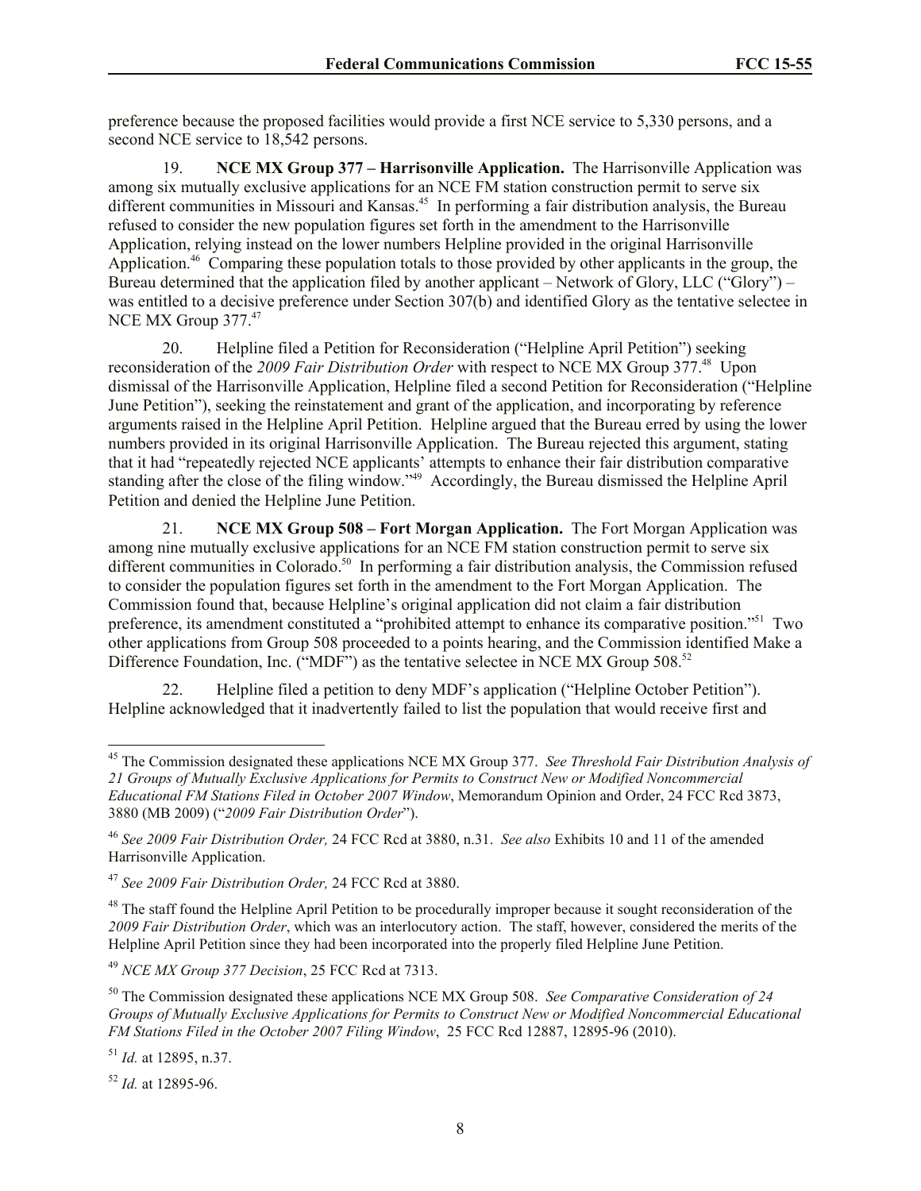preference because the proposed facilities would provide a first NCE service to 5,330 persons, and a second NCE service to 18,542 persons.

19. **NCE MX Group 377 – Harrisonville Application.** The Harrisonville Application was among six mutually exclusive applications for an NCE FM station construction permit to serve six different communities in Missouri and Kansas.[45] In performing a fair distribution analysis, the Bureau refused to consider the new population figures set forth in the amendment to the Harrisonville Application, relying instead on the lower numbers Helpline provided in the original Harrisonville Application.[46] Comparing these population totals to those provided by other applicants in the group, the Bureau determined that the application filed by another applicant – Network of Glory, LLC ("Glory") – was entitled to a decisive preference under Section 307(b) and identified Glory as the tentative selectee in NCE MX Group 377.[47]

20. Helpline filed a Petition for Reconsideration ("Helpline April Petition") seeking reconsideration of the *2009 Fair Distribution Order* with respect to NCE MX Group 377.[48] Upon dismissal of the Harrisonville Application, Helpline filed a second Petition for Reconsideration ("Helpline June Petition"), seeking the reinstatement and grant of the application, and incorporating by reference arguments raised in the Helpline April Petition. Helpline argued that the Bureau erred by using the lower numbers provided in its original Harrisonville Application. The Bureau rejected this argument, stating that it had "repeatedly rejected NCE applicants' attempts to enhance their fair distribution comparative standing after the close of the filing window."[49] Accordingly, the Bureau dismissed the Helpline April Petition and denied the Helpline June Petition.

21. **NCE MX Group 508 – Fort Morgan Application.** The Fort Morgan Application was among nine mutually exclusive applications for an NCE FM station construction permit to serve six different communities in Colorado.[50] In performing a fair distribution analysis, the Commission refused to consider the population figures set forth in the amendment to the Fort Morgan Application. The Commission found that, because Helpline's original application did not claim a fair distribution preference, its amendment constituted a "prohibited attempt to enhance its comparative position."[51] Two other applications from Group 508 proceeded to a points hearing, and the Commission identified Make a Difference Foundation, Inc. ("MDF") as the tentative selectee in NCE MX Group 508.[52]

22. Helpline filed a petition to deny MDF's application ("Helpline October Petition"). Helpline acknowledged that it inadvertently failed to list the population that would receive first and

---

[45] The Commission designated these applications NCE MX Group 377. *See Threshold Fair Distribution Analysis of 21 Groups of Mutually Exclusive Applications for Permits to Construct New or Modified Noncommercial Educational FM Stations Filed in October 2007 Window*, Memorandum Opinion and Order, 24 FCC Rcd 3873, 3880 (MB 2009) ("*2009 Fair Distribution Order*").

[46] *See 2009 Fair Distribution Order,* 24 FCC Rcd at 3880, n.31. *See also* Exhibits 10 and 11 of the amended Harrisonville Application.

[47] *See 2009 Fair Distribution Order,* 24 FCC Rcd at 3880.

[48] The staff found the Helpline April Petition to be procedurally improper because it sought reconsideration of the *2009 Fair Distribution Order*, which was an interlocutory action. The staff, however, considered the merits of the Helpline April Petition since they had been incorporated into the properly filed Helpline June Petition.

[49] *NCE MX Group 377 Decision*, 25 FCC Rcd at 7313.

[50] The Commission designated these applications NCE MX Group 508. *See Comparative Consideration of 24 Groups of Mutually Exclusive Applications for Permits to Construct New or Modified Noncommercial Educational FM Stations Filed in the October 2007 Filing Window*, 25 FCC Rcd 12887, 12895-96 (2010).

[51] *Id.* at 12895, n.37.

[52] *Id.* at 12895-96.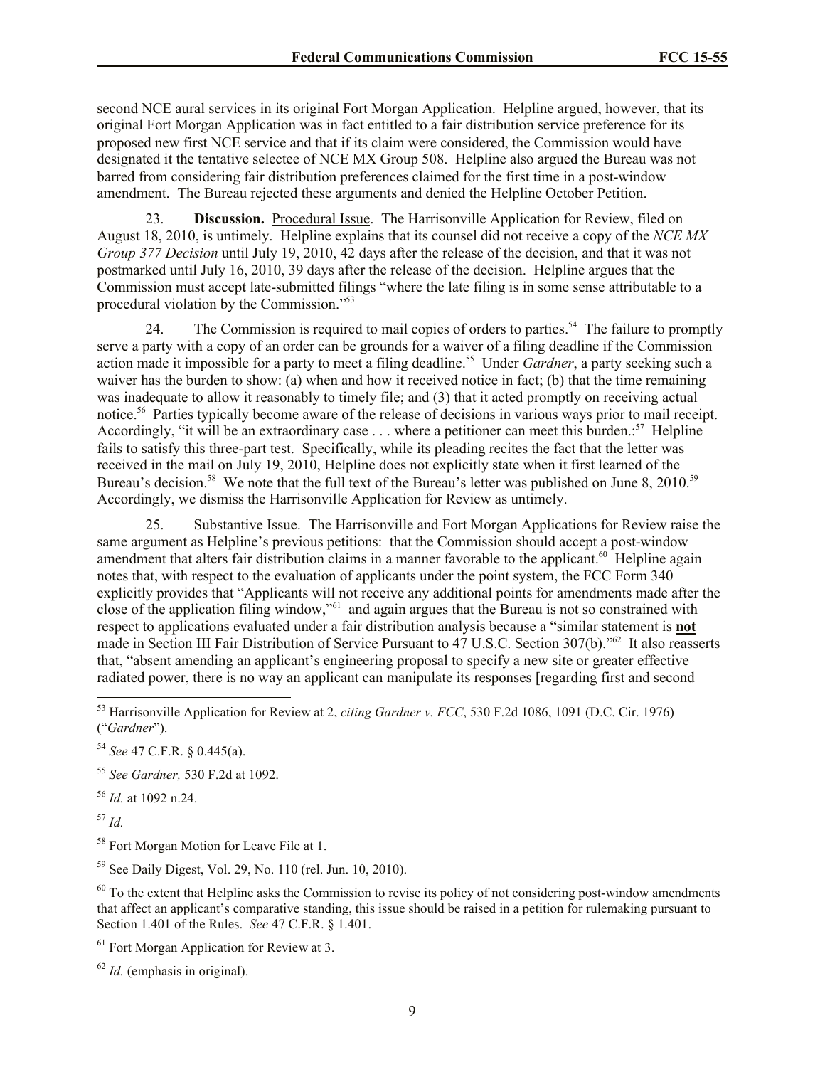second NCE aural services in its original Fort Morgan Application. Helpline argued, however, that its original Fort Morgan Application was in fact entitled to a fair distribution service preference for its proposed new first NCE service and that if its claim were considered, the Commission would have designated it the tentative selectee of NCE MX Group 508. Helpline also argued the Bureau was not barred from considering fair distribution preferences claimed for the first time in a post-window amendment. The Bureau rejected these arguments and denied the Helpline October Petition.

23. **Discussion.** Procedural Issue. The Harrisonville Application for Review, filed on August 18, 2010, is untimely. Helpline explains that its counsel did not receive a copy of the *NCE MX Group 377 Decision* until July 19, 2010, 42 days after the release of the decision, and that it was not postmarked until July 16, 2010, 39 days after the release of the decision. Helpline argues that the Commission must accept late-submitted filings "where the late filing is in some sense attributable to a procedural violation by the Commission."[53]

24. The Commission is required to mail copies of orders to parties.[54] The failure to promptly serve a party with a copy of an order can be grounds for a waiver of a filing deadline if the Commission action made it impossible for a party to meet a filing deadline.[55] Under *Gardner*, a party seeking such a waiver has the burden to show: (a) when and how it received notice in fact; (b) that the time remaining was inadequate to allow it reasonably to timely file; and (3) that it acted promptly on receiving actual notice.[56] Parties typically become aware of the release of decisions in various ways prior to mail receipt. Accordingly, "it will be an extraordinary case . . . where a petitioner can meet this burden.:[57] Helpline fails to satisfy this three-part test. Specifically, while its pleading recites the fact that the letter was received in the mail on July 19, 2010, Helpline does not explicitly state when it first learned of the Bureau's decision.[58] We note that the full text of the Bureau's letter was published on June 8, 2010.[59] Accordingly, we dismiss the Harrisonville Application for Review as untimely.

25. Substantive Issue. The Harrisonville and Fort Morgan Applications for Review raise the same argument as Helpline's previous petitions: that the Commission should accept a post-window amendment that alters fair distribution claims in a manner favorable to the applicant.[60] Helpline again notes that, with respect to the evaluation of applicants under the point system, the FCC Form 340 explicitly provides that "Applicants will not receive any additional points for amendments made after the close of the application filing window,"[61] and again argues that the Bureau is not so constrained with respect to applications evaluated under a fair distribution analysis because a "similar statement is **not** made in Section III Fair Distribution of Service Pursuant to 47 U.S.C. Section 307(b)."[62] It also reasserts that, "absent amending an applicant's engineering proposal to specify a new site or greater effective radiated power, there is no way an applicant can manipulate its responses [regarding first and second

---

[53] Harrisonville Application for Review at 2, *citing Gardner v. FCC*, 530 F.2d 1086, 1091 (D.C. Cir. 1976) ("*Gardner*").

[54] *See* 47 C.F.R. § 0.445(a).

[55] *See Gardner,* 530 F.2d at 1092.

[56] *Id.* at 1092 n.24.

[57] *Id.*

[58] Fort Morgan Motion for Leave File at 1.

[59] See Daily Digest, Vol. 29, No. 110 (rel. Jun. 10, 2010).

[60] To the extent that Helpline asks the Commission to revise its policy of not considering post-window amendments that affect an applicant's comparative standing, this issue should be raised in a petition for rulemaking pursuant to Section 1.401 of the Rules. *See* 47 C.F.R. § 1.401.

[61] Fort Morgan Application for Review at 3.

[62] *Id.* (emphasis in original).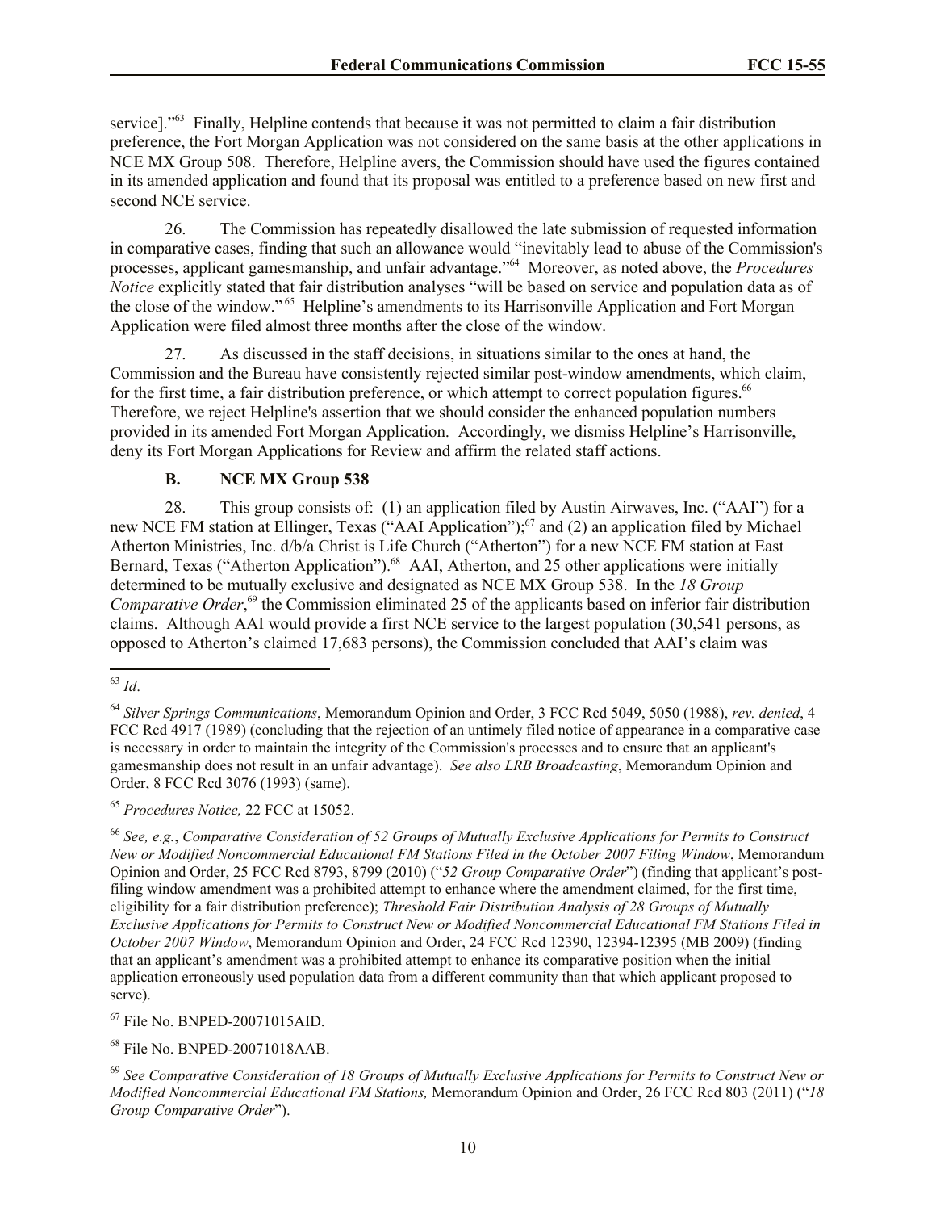service]."[63] Finally, Helpline contends that because it was not permitted to claim a fair distribution preference, the Fort Morgan Application was not considered on the same basis at the other applications in NCE MX Group 508. Therefore, Helpline avers, the Commission should have used the figures contained in its amended application and found that its proposal was entitled to a preference based on new first and second NCE service.

26. The Commission has repeatedly disallowed the late submission of requested information in comparative cases, finding that such an allowance would "inevitably lead to abuse of the Commission's processes, applicant gamesmanship, and unfair advantage."[64] Moreover, as noted above, the *Procedures Notice* explicitly stated that fair distribution analyses "will be based on service and population data as of the close of the window."[65] Helpline's amendments to its Harrisonville Application and Fort Morgan Application were filed almost three months after the close of the window.

27. As discussed in the staff decisions, in situations similar to the ones at hand, the Commission and the Bureau have consistently rejected similar post-window amendments, which claim, for the first time, a fair distribution preference, or which attempt to correct population figures.[66] Therefore, we reject Helpline's assertion that we should consider the enhanced population numbers provided in its amended Fort Morgan Application. Accordingly, we dismiss Helpline's Harrisonville, deny its Fort Morgan Applications for Review and affirm the related staff actions.

### B. NCE MX Group 538

28. This group consists of: (1) an application filed by Austin Airwaves, Inc. ("AAI") for a new NCE FM station at Ellinger, Texas ("AAI Application");[67] and (2) an application filed by Michael Atherton Ministries, Inc. d/b/a Christ is Life Church ("Atherton") for a new NCE FM station at East Bernard, Texas ("Atherton Application").[68] AAI, Atherton, and 25 other applications were initially determined to be mutually exclusive and designated as NCE MX Group 538. In the *18 Group Comparative Order*,[69] the Commission eliminated 25 of the applicants based on inferior fair distribution claims. Although AAI would provide a first NCE service to the largest population (30,541 persons, as opposed to Atherton's claimed 17,683 persons), the Commission concluded that AAI's claim was

---

[63] *Id*.

[64] *Silver Springs Communications*, Memorandum Opinion and Order, 3 FCC Rcd 5049, 5050 (1988), *rev. denied*, 4 FCC Rcd 4917 (1989) (concluding that the rejection of an untimely filed notice of appearance in a comparative case is necessary in order to maintain the integrity of the Commission's processes and to ensure that an applicant's gamesmanship does not result in an unfair advantage). *See also LRB Broadcasting*, Memorandum Opinion and Order, 8 FCC Rcd 3076 (1993) (same).

[65] *Procedures Notice,* 22 FCC at 15052.

[66] *See, e.g.*, *Comparative Consideration of 52 Groups of Mutually Exclusive Applications for Permits to Construct New or Modified Noncommercial Educational FM Stations Filed in the October 2007 Filing Window*, Memorandum Opinion and Order, 25 FCC Rcd 8793, 8799 (2010) ("*52 Group Comparative Order*") (finding that applicant's post-filing window amendment was a prohibited attempt to enhance where the amendment claimed, for the first time, eligibility for a fair distribution preference); *Threshold Fair Distribution Analysis of 28 Groups of Mutually Exclusive Applications for Permits to Construct New or Modified Noncommercial Educational FM Stations Filed in October 2007 Window*, Memorandum Opinion and Order, 24 FCC Rcd 12390, 12394-12395 (MB 2009) (finding that an applicant's amendment was a prohibited attempt to enhance its comparative position when the initial application erroneously used population data from a different community than that which applicant proposed to serve).

[67] File No. BNPED-20071015AID.

[68] File No. BNPED-20071018AAB.

[69] *See Comparative Consideration of 18 Groups of Mutually Exclusive Applications for Permits to Construct New or Modified Noncommercial Educational FM Stations,* Memorandum Opinion and Order, 26 FCC Rcd 803 (2011) ("*18 Group Comparative Order*").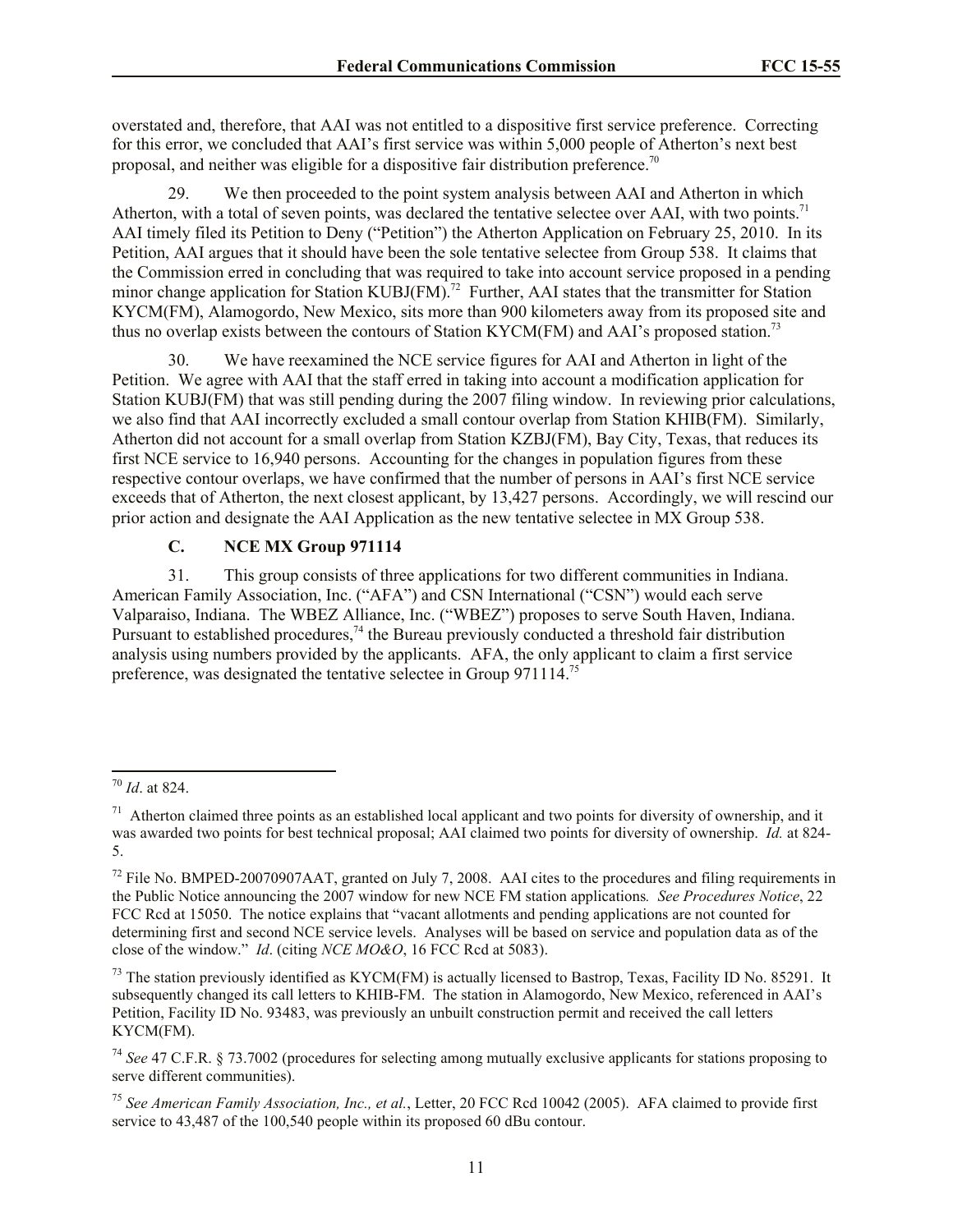overstated and, therefore, that AAI was not entitled to a dispositive first service preference. Correcting for this error, we concluded that AAI's first service was within 5,000 people of Atherton's next best proposal, and neither was eligible for a dispositive fair distribution preference.[70]

29. We then proceeded to the point system analysis between AAI and Atherton in which Atherton, with a total of seven points, was declared the tentative selectee over AAI, with two points.[71] AAI timely filed its Petition to Deny ("Petition") the Atherton Application on February 25, 2010. In its Petition, AAI argues that it should have been the sole tentative selectee from Group 538. It claims that the Commission erred in concluding that was required to take into account service proposed in a pending minor change application for Station KUBJ(FM).[72] Further, AAI states that the transmitter for Station KYCM(FM), Alamogordo, New Mexico, sits more than 900 kilometers away from its proposed site and thus no overlap exists between the contours of Station KYCM(FM) and AAI's proposed station.[73]

30. We have reexamined the NCE service figures for AAI and Atherton in light of the Petition. We agree with AAI that the staff erred in taking into account a modification application for Station KUBJ(FM) that was still pending during the 2007 filing window. In reviewing prior calculations, we also find that AAI incorrectly excluded a small contour overlap from Station KHIB(FM). Similarly, Atherton did not account for a small overlap from Station KZBJ(FM), Bay City, Texas, that reduces its first NCE service to 16,940 persons. Accounting for the changes in population figures from these respective contour overlaps, we have confirmed that the number of persons in AAI's first NCE service exceeds that of Atherton, the next closest applicant, by 13,427 persons. Accordingly, we will rescind our prior action and designate the AAI Application as the new tentative selectee in MX Group 538.

### C. NCE MX Group 971114

31. This group consists of three applications for two different communities in Indiana. American Family Association, Inc. ("AFA") and CSN International ("CSN") would each serve Valparaiso, Indiana. The WBEZ Alliance, Inc. ("WBEZ") proposes to serve South Haven, Indiana. Pursuant to established procedures,[74] the Bureau previously conducted a threshold fair distribution analysis using numbers provided by the applicants. AFA, the only applicant to claim a first service preference, was designated the tentative selectee in Group 971114.[75]

---

[70] *Id*. at 824.

[71] Atherton claimed three points as an established local applicant and two points for diversity of ownership, and it was awarded two points for best technical proposal; AAI claimed two points for diversity of ownership. *Id.* at 824-5.

[72] File No. BMPED-20070907AAT, granted on July 7, 2008. AAI cites to the procedures and filing requirements in the Public Notice announcing the 2007 window for new NCE FM station applications*. See Procedures Notice*, 22 FCC Rcd at 15050. The notice explains that "vacant allotments and pending applications are not counted for determining first and second NCE service levels. Analyses will be based on service and population data as of the close of the window." *Id*. (citing *NCE MO&O*, 16 FCC Rcd at 5083).

[73] The station previously identified as KYCM(FM) is actually licensed to Bastrop, Texas, Facility ID No. 85291. It subsequently changed its call letters to KHIB-FM. The station in Alamogordo, New Mexico, referenced in AAI's Petition, Facility ID No. 93483, was previously an unbuilt construction permit and received the call letters KYCM(FM).

[74] *See* 47 C.F.R. § 73.7002 (procedures for selecting among mutually exclusive applicants for stations proposing to serve different communities).

[75] *See American Family Association, Inc., et al.*, Letter, 20 FCC Rcd 10042 (2005). AFA claimed to provide first service to 43,487 of the 100,540 people within its proposed 60 dBu contour.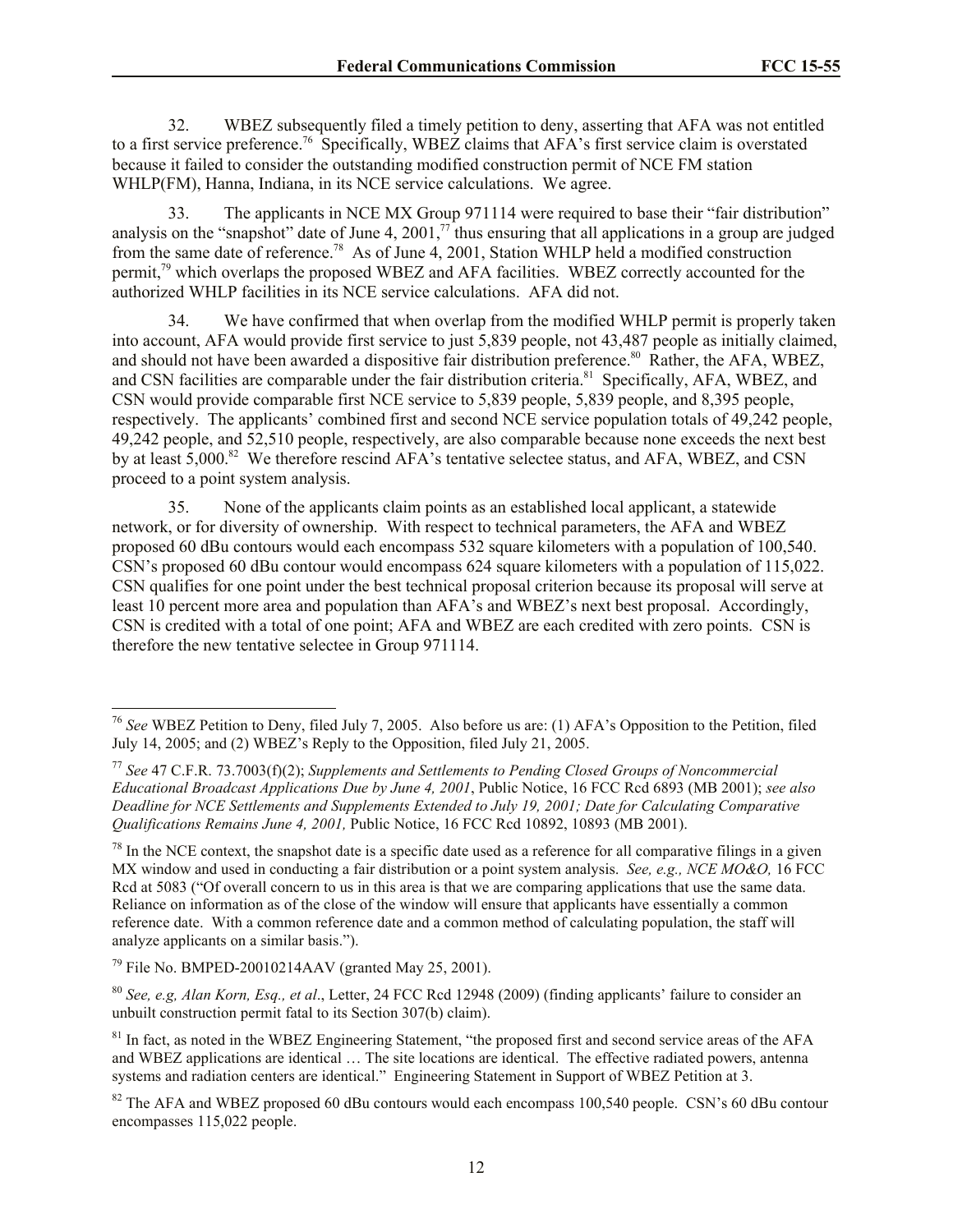32. WBEZ subsequently filed a timely petition to deny, asserting that AFA was not entitled to a first service preference.[76] Specifically, WBEZ claims that AFA's first service claim is overstated because it failed to consider the outstanding modified construction permit of NCE FM station WHLP(FM), Hanna, Indiana, in its NCE service calculations. We agree.

33. The applicants in NCE MX Group 971114 were required to base their "fair distribution" analysis on the "snapshot" date of June 4, 2001,[77] thus ensuring that all applications in a group are judged from the same date of reference.[78] As of June 4, 2001, Station WHLP held a modified construction permit,[79] which overlaps the proposed WBEZ and AFA facilities. WBEZ correctly accounted for the authorized WHLP facilities in its NCE service calculations. AFA did not.

34. We have confirmed that when overlap from the modified WHLP permit is properly taken into account, AFA would provide first service to just 5,839 people, not 43,487 people as initially claimed, and should not have been awarded a dispositive fair distribution preference.[80] Rather, the AFA, WBEZ, and CSN facilities are comparable under the fair distribution criteria.[81] Specifically, AFA, WBEZ, and CSN would provide comparable first NCE service to 5,839 people, 5,839 people, and 8,395 people, respectively. The applicants' combined first and second NCE service population totals of 49,242 people, 49,242 people, and 52,510 people, respectively, are also comparable because none exceeds the next best by at least 5,000.[82] We therefore rescind AFA's tentative selectee status, and AFA, WBEZ, and CSN proceed to a point system analysis.

35. None of the applicants claim points as an established local applicant, a statewide network, or for diversity of ownership. With respect to technical parameters, the AFA and WBEZ proposed 60 dBu contours would each encompass 532 square kilometers with a population of 100,540. CSN's proposed 60 dBu contour would encompass 624 square kilometers with a population of 115,022. CSN qualifies for one point under the best technical proposal criterion because its proposal will serve at least 10 percent more area and population than AFA's and WBEZ's next best proposal. Accordingly, CSN is credited with a total of one point; AFA and WBEZ are each credited with zero points. CSN is therefore the new tentative selectee in Group 971114.

---

[76] *See* WBEZ Petition to Deny, filed July 7, 2005. Also before us are: (1) AFA's Opposition to the Petition, filed July 14, 2005; and (2) WBEZ's Reply to the Opposition, filed July 21, 2005.

[77] *See* 47 C.F.R. 73.7003(f)(2); *Supplements and Settlements to Pending Closed Groups of Noncommercial Educational Broadcast Applications Due by June 4, 2001*, Public Notice, 16 FCC Rcd 6893 (MB 2001); *see also Deadline for NCE Settlements and Supplements Extended to July 19, 2001; Date for Calculating Comparative Qualifications Remains June 4, 2001,* Public Notice, 16 FCC Rcd 10892, 10893 (MB 2001).

[78] In the NCE context, the snapshot date is a specific date used as a reference for all comparative filings in a given MX window and used in conducting a fair distribution or a point system analysis. *See, e.g., NCE MO&O,* 16 FCC Rcd at 5083 ("Of overall concern to us in this area is that we are comparing applications that use the same data. Reliance on information as of the close of the window will ensure that applicants have essentially a common reference date. With a common reference date and a common method of calculating population, the staff will analyze applicants on a similar basis.").

[79] File No. BMPED-20010214AAV (granted May 25, 2001).

[80] *See, e.g, Alan Korn, Esq., et al*., Letter, 24 FCC Rcd 12948 (2009) (finding applicants' failure to consider an unbuilt construction permit fatal to its Section 307(b) claim).

[81] In fact, as noted in the WBEZ Engineering Statement, "the proposed first and second service areas of the AFA and WBEZ applications are identical … The site locations are identical. The effective radiated powers, antenna systems and radiation centers are identical." Engineering Statement in Support of WBEZ Petition at 3.

[82] The AFA and WBEZ proposed 60 dBu contours would each encompass 100,540 people. CSN's 60 dBu contour encompasses 115,022 people.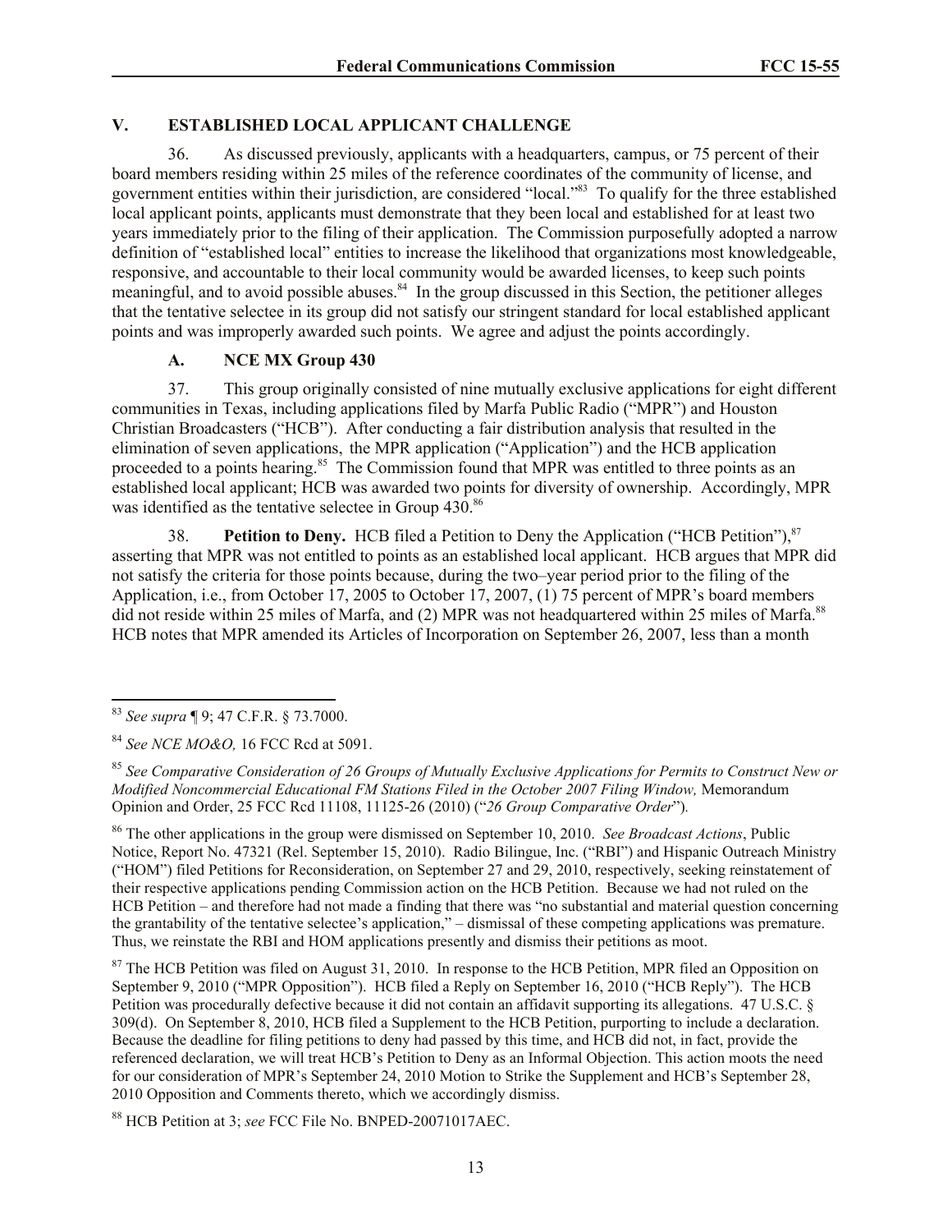## V. ESTABLISHED LOCAL APPLICANT CHALLENGE

36. As discussed previously, applicants with a headquarters, campus, or 75 percent of their board members residing within 25 miles of the reference coordinates of the community of license, and government entities within their jurisdiction, are considered "local."[83] To qualify for the three established local applicant points, applicants must demonstrate that they been local and established for at least two years immediately prior to the filing of their application. The Commission purposefully adopted a narrow definition of "established local" entities to increase the likelihood that organizations most knowledgeable, responsive, and accountable to their local community would be awarded licenses, to keep such points meaningful, and to avoid possible abuses.[84] In the group discussed in this Section, the petitioner alleges that the tentative selectee in its group did not satisfy our stringent standard for local established applicant points and was improperly awarded such points. We agree and adjust the points accordingly.

### A. NCE MX Group 430

37. This group originally consisted of nine mutually exclusive applications for eight different communities in Texas, including applications filed by Marfa Public Radio ("MPR") and Houston Christian Broadcasters ("HCB"). After conducting a fair distribution analysis that resulted in the elimination of seven applications, the MPR application ("Application") and the HCB application proceeded to a points hearing.[85] The Commission found that MPR was entitled to three points as an established local applicant; HCB was awarded two points for diversity of ownership. Accordingly, MPR was identified as the tentative selectee in Group 430.[86]

38. **Petition to Deny.** HCB filed a Petition to Deny the Application ("HCB Petition"),[87] asserting that MPR was not entitled to points as an established local applicant. HCB argues that MPR did not satisfy the criteria for those points because, during the two–year period prior to the filing of the Application, i.e., from October 17, 2005 to October 17, 2007, (1) 75 percent of MPR's board members did not reside within 25 miles of Marfa, and (2) MPR was not headquartered within 25 miles of Marfa.[88] HCB notes that MPR amended its Articles of Incorporation on September 26, 2007, less than a month

---

[83] *See supra* ¶ 9; 47 C.F.R. § 73.7000.

[84] *See NCE MO&O,* 16 FCC Rcd at 5091.

[85] *See Comparative Consideration of 26 Groups of Mutually Exclusive Applications for Permits to Construct New or Modified Noncommercial Educational FM Stations Filed in the October 2007 Filing Window,* Memorandum Opinion and Order, 25 FCC Rcd 11108, 11125-26 (2010) ("*26 Group Comparative Order*").

[86] The other applications in the group were dismissed on September 10, 2010. *See Broadcast Actions*, Public Notice, Report No. 47321 (Rel. September 15, 2010). Radio Bilingue, Inc. ("RBI") and Hispanic Outreach Ministry ("HOM") filed Petitions for Reconsideration, on September 27 and 29, 2010, respectively, seeking reinstatement of their respective applications pending Commission action on the HCB Petition. Because we had not ruled on the HCB Petition – and therefore had not made a finding that there was "no substantial and material question concerning the grantability of the tentative selectee's application," – dismissal of these competing applications was premature. Thus, we reinstate the RBI and HOM applications presently and dismiss their petitions as moot.

[87] The HCB Petition was filed on August 31, 2010. In response to the HCB Petition, MPR filed an Opposition on September 9, 2010 ("MPR Opposition"). HCB filed a Reply on September 16, 2010 ("HCB Reply"). The HCB Petition was procedurally defective because it did not contain an affidavit supporting its allegations. 47 U.S.C. § 309(d). On September 8, 2010, HCB filed a Supplement to the HCB Petition, purporting to include a declaration. Because the deadline for filing petitions to deny had passed by this time, and HCB did not, in fact, provide the referenced declaration, we will treat HCB's Petition to Deny as an Informal Objection. This action moots the need for our consideration of MPR's September 24, 2010 Motion to Strike the Supplement and HCB's September 28, 2010 Opposition and Comments thereto, which we accordingly dismiss.

[88] HCB Petition at 3; *see* FCC File No. BNPED-20071017AEC.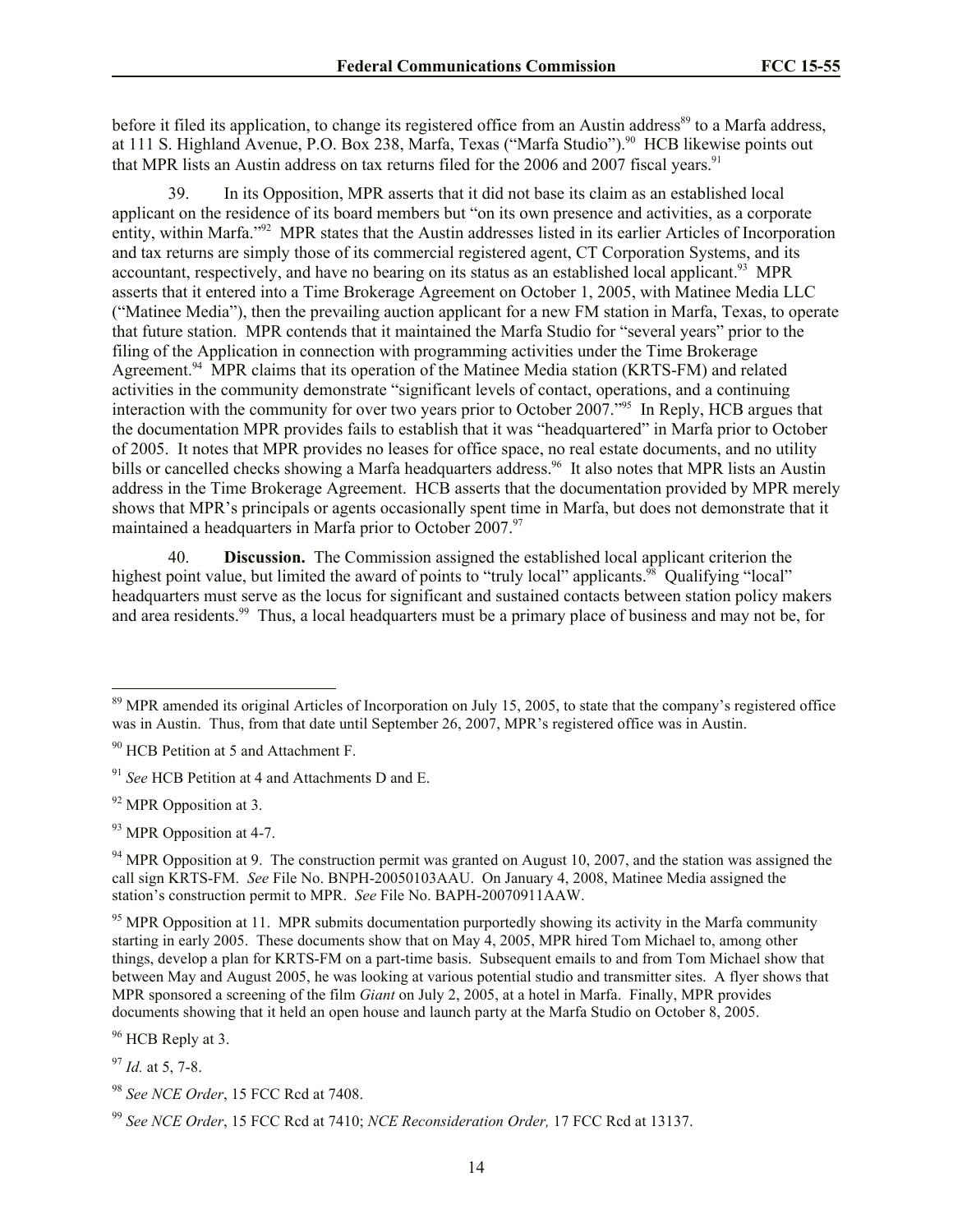before it filed its application, to change its registered office from an Austin address[89] to a Marfa address, at 111 S. Highland Avenue, P.O. Box 238, Marfa, Texas ("Marfa Studio").[90] HCB likewise points out that MPR lists an Austin address on tax returns filed for the 2006 and 2007 fiscal years.[91]

39. In its Opposition, MPR asserts that it did not base its claim as an established local applicant on the residence of its board members but "on its own presence and activities, as a corporate entity, within Marfa."[92] MPR states that the Austin addresses listed in its earlier Articles of Incorporation and tax returns are simply those of its commercial registered agent, CT Corporation Systems, and its accountant, respectively, and have no bearing on its status as an established local applicant.[93] MPR asserts that it entered into a Time Brokerage Agreement on October 1, 2005, with Matinee Media LLC ("Matinee Media"), then the prevailing auction applicant for a new FM station in Marfa, Texas, to operate that future station. MPR contends that it maintained the Marfa Studio for "several years" prior to the filing of the Application in connection with programming activities under the Time Brokerage Agreement.[94] MPR claims that its operation of the Matinee Media station (KRTS-FM) and related activities in the community demonstrate "significant levels of contact, operations, and a continuing interaction with the community for over two years prior to October 2007."[95] In Reply, HCB argues that the documentation MPR provides fails to establish that it was "headquartered" in Marfa prior to October of 2005. It notes that MPR provides no leases for office space, no real estate documents, and no utility bills or cancelled checks showing a Marfa headquarters address.[96] It also notes that MPR lists an Austin address in the Time Brokerage Agreement. HCB asserts that the documentation provided by MPR merely shows that MPR's principals or agents occasionally spent time in Marfa, but does not demonstrate that it maintained a headquarters in Marfa prior to October 2007.[97]

40. **Discussion.** The Commission assigned the established local applicant criterion the highest point value, but limited the award of points to "truly local" applicants.[98] Qualifying "local" headquarters must serve as the locus for significant and sustained contacts between station policy makers and area residents.[99] Thus, a local headquarters must be a primary place of business and may not be, for

---

[89] MPR amended its original Articles of Incorporation on July 15, 2005, to state that the company's registered office was in Austin. Thus, from that date until September 26, 2007, MPR's registered office was in Austin.

[90] HCB Petition at 5 and Attachment F.

[91] *See* HCB Petition at 4 and Attachments D and E.

[92] MPR Opposition at 3.

[93] MPR Opposition at 4-7.

[94] MPR Opposition at 9. The construction permit was granted on August 10, 2007, and the station was assigned the call sign KRTS-FM. *See* File No. BNPH-20050103AAU. On January 4, 2008, Matinee Media assigned the station's construction permit to MPR. *See* File No. BAPH-20070911AAW.

[95] MPR Opposition at 11. MPR submits documentation purportedly showing its activity in the Marfa community starting in early 2005. These documents show that on May 4, 2005, MPR hired Tom Michael to, among other things, develop a plan for KRTS-FM on a part-time basis. Subsequent emails to and from Tom Michael show that between May and August 2005, he was looking at various potential studio and transmitter sites. A flyer shows that MPR sponsored a screening of the film *Giant* on July 2, 2005, at a hotel in Marfa. Finally, MPR provides documents showing that it held an open house and launch party at the Marfa Studio on October 8, 2005.

[96] HCB Reply at 3.

[97] *Id.* at 5, 7-8.

[98] *See NCE Order*, 15 FCC Rcd at 7408.

[99] *See NCE Order*, 15 FCC Rcd at 7410; *NCE Reconsideration Order,* 17 FCC Rcd at 13137.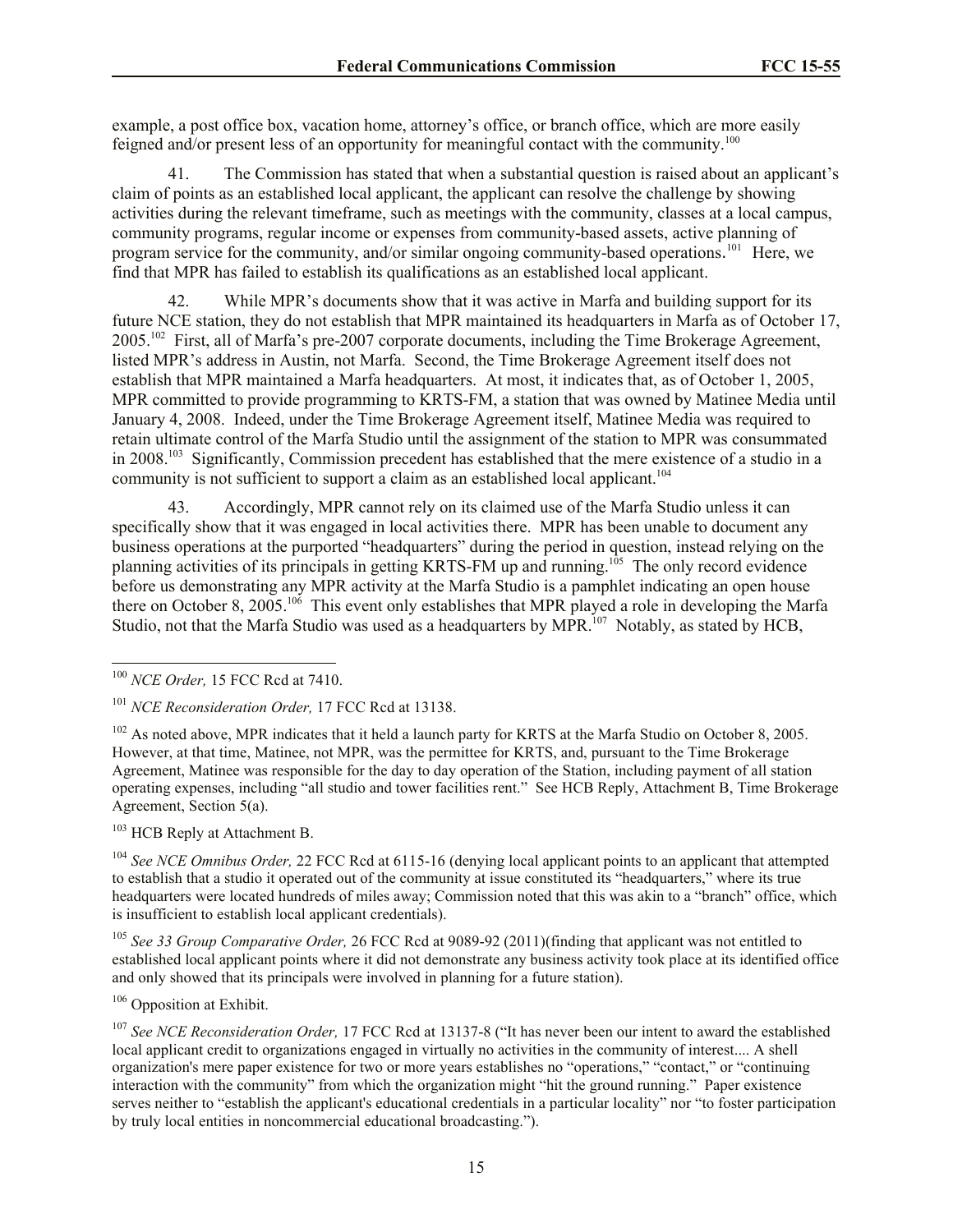example, a post office box, vacation home, attorney's office, or branch office, which are more easily feigned and/or present less of an opportunity for meaningful contact with the community.[100]

41. The Commission has stated that when a substantial question is raised about an applicant's claim of points as an established local applicant, the applicant can resolve the challenge by showing activities during the relevant timeframe, such as meetings with the community, classes at a local campus, community programs, regular income or expenses from community-based assets, active planning of program service for the community, and/or similar ongoing community-based operations.[101] Here, we find that MPR has failed to establish its qualifications as an established local applicant.

42. While MPR's documents show that it was active in Marfa and building support for its future NCE station, they do not establish that MPR maintained its headquarters in Marfa as of October 17, 2005.[102] First, all of Marfa's pre-2007 corporate documents, including the Time Brokerage Agreement, listed MPR's address in Austin, not Marfa. Second, the Time Brokerage Agreement itself does not establish that MPR maintained a Marfa headquarters. At most, it indicates that, as of October 1, 2005, MPR committed to provide programming to KRTS-FM, a station that was owned by Matinee Media until January 4, 2008. Indeed, under the Time Brokerage Agreement itself, Matinee Media was required to retain ultimate control of the Marfa Studio until the assignment of the station to MPR was consummated in 2008.[103] Significantly, Commission precedent has established that the mere existence of a studio in a community is not sufficient to support a claim as an established local applicant.[104]

43. Accordingly, MPR cannot rely on its claimed use of the Marfa Studio unless it can specifically show that it was engaged in local activities there. MPR has been unable to document any business operations at the purported "headquarters" during the period in question, instead relying on the planning activities of its principals in getting KRTS-FM up and running.[105] The only record evidence before us demonstrating any MPR activity at the Marfa Studio is a pamphlet indicating an open house there on October 8, 2005.[106] This event only establishes that MPR played a role in developing the Marfa Studio, not that the Marfa Studio was used as a headquarters by MPR.[107] Notably, as stated by HCB,

---

[100] *NCE Order,* 15 FCC Rcd at 7410.

[101] *NCE Reconsideration Order,* 17 FCC Rcd at 13138.

[102] As noted above, MPR indicates that it held a launch party for KRTS at the Marfa Studio on October 8, 2005. However, at that time, Matinee, not MPR, was the permittee for KRTS, and, pursuant to the Time Brokerage Agreement, Matinee was responsible for the day to day operation of the Station, including payment of all station operating expenses, including "all studio and tower facilities rent." See HCB Reply, Attachment B, Time Brokerage Agreement, Section 5(a).

[103] HCB Reply at Attachment B.

[104] *See NCE Omnibus Order,* 22 FCC Rcd at 6115-16 (denying local applicant points to an applicant that attempted to establish that a studio it operated out of the community at issue constituted its "headquarters," where its true headquarters were located hundreds of miles away; Commission noted that this was akin to a "branch" office, which is insufficient to establish local applicant credentials).

[105] *See 33 Group Comparative Order,* 26 FCC Rcd at 9089-92 (2011)(finding that applicant was not entitled to established local applicant points where it did not demonstrate any business activity took place at its identified office and only showed that its principals were involved in planning for a future station).

[106] Opposition at Exhibit.

[107] *See NCE Reconsideration Order,* 17 FCC Rcd at 13137-8 ("It has never been our intent to award the established local applicant credit to organizations engaged in virtually no activities in the community of interest.... A shell organization's mere paper existence for two or more years establishes no "operations," "contact," or "continuing interaction with the community" from which the organization might "hit the ground running." Paper existence serves neither to "establish the applicant's educational credentials in a particular locality" nor "to foster participation by truly local entities in noncommercial educational broadcasting.").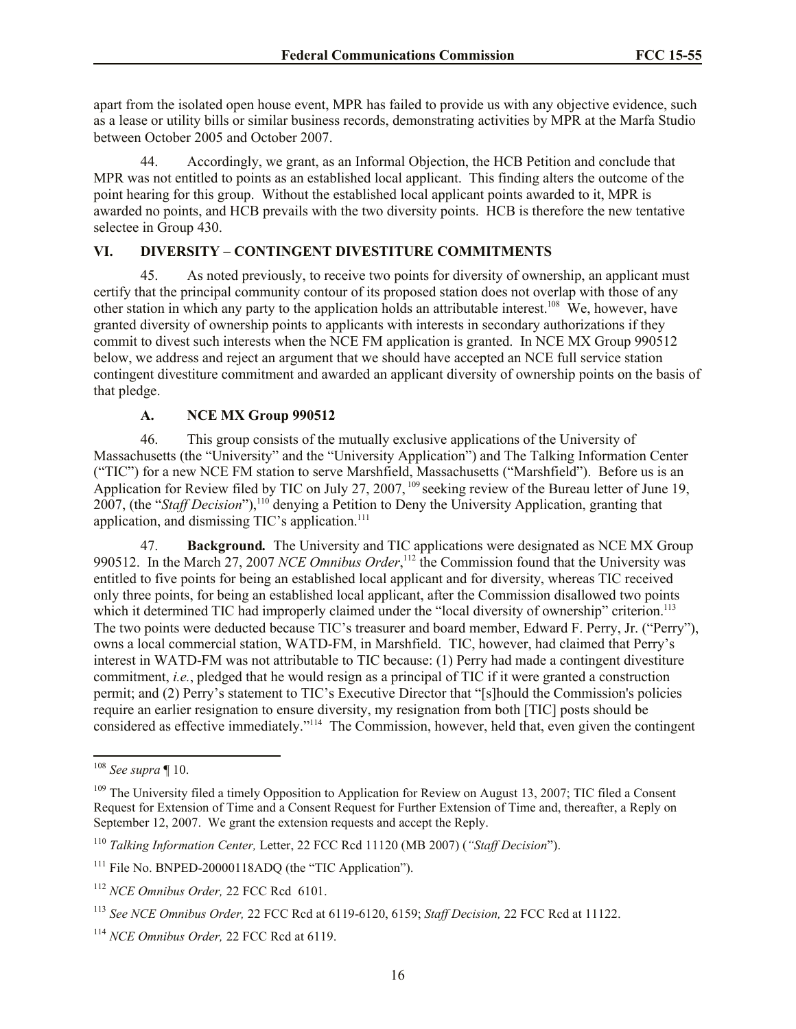apart from the isolated open house event, MPR has failed to provide us with any objective evidence, such as a lease or utility bills or similar business records, demonstrating activities by MPR at the Marfa Studio between October 2005 and October 2007.

44. Accordingly, we grant, as an Informal Objection, the HCB Petition and conclude that MPR was not entitled to points as an established local applicant. This finding alters the outcome of the point hearing for this group. Without the established local applicant points awarded to it, MPR is awarded no points, and HCB prevails with the two diversity points. HCB is therefore the new tentative selectee in Group 430.

## VI. DIVERSITY – CONTINGENT DIVESTITURE COMMITMENTS

45. As noted previously, to receive two points for diversity of ownership, an applicant must certify that the principal community contour of its proposed station does not overlap with those of any other station in which any party to the application holds an attributable interest.[108] We, however, have granted diversity of ownership points to applicants with interests in secondary authorizations if they commit to divest such interests when the NCE FM application is granted. In NCE MX Group 990512 below, we address and reject an argument that we should have accepted an NCE full service station contingent divestiture commitment and awarded an applicant diversity of ownership points on the basis of that pledge.

### A. NCE MX Group 990512

46. This group consists of the mutually exclusive applications of the University of Massachusetts (the "University" and the "University Application") and The Talking Information Center ("TIC") for a new NCE FM station to serve Marshfield, Massachusetts ("Marshfield"). Before us is an Application for Review filed by TIC on July 27, 2007,[109] seeking review of the Bureau letter of June 19, 2007, (the "*Staff Decision*"),[110] denying a Petition to Deny the University Application, granting that application, and dismissing TIC's application.[111]

47. **Background.** The University and TIC applications were designated as NCE MX Group 990512. In the March 27, 2007 *NCE Omnibus Order*,[112] the Commission found that the University was entitled to five points for being an established local applicant and for diversity, whereas TIC received only three points, for being an established local applicant, after the Commission disallowed two points which it determined TIC had improperly claimed under the "local diversity of ownership" criterion.[113] The two points were deducted because TIC's treasurer and board member, Edward F. Perry, Jr. ("Perry"), owns a local commercial station, WATD-FM, in Marshfield. TIC, however, had claimed that Perry's interest in WATD-FM was not attributable to TIC because: (1) Perry had made a contingent divestiture commitment, *i.e.*, pledged that he would resign as a principal of TIC if it were granted a construction permit; and (2) Perry's statement to TIC's Executive Director that "[s]hould the Commission's policies require an earlier resignation to ensure diversity, my resignation from both [TIC] posts should be considered as effective immediately."[114] The Commission, however, held that, even given the contingent

---

[108] *See supra* ¶ 10.

[109] The University filed a timely Opposition to Application for Review on August 13, 2007; TIC filed a Consent Request for Extension of Time and a Consent Request for Further Extension of Time and, thereafter, a Reply on September 12, 2007. We grant the extension requests and accept the Reply.

[110] *Talking Information Center,* Letter, 22 FCC Rcd 11120 (MB 2007) (*"Staff Decision*").

[111] File No. BNPED-20000118ADQ (the "TIC Application").

[112] *NCE Omnibus Order,* 22 FCC Rcd 6101.

[113] *See NCE Omnibus Order,* 22 FCC Rcd at 6119-6120, 6159; *Staff Decision,* 22 FCC Rcd at 11122.

[114] *NCE Omnibus Order,* 22 FCC Rcd at 6119.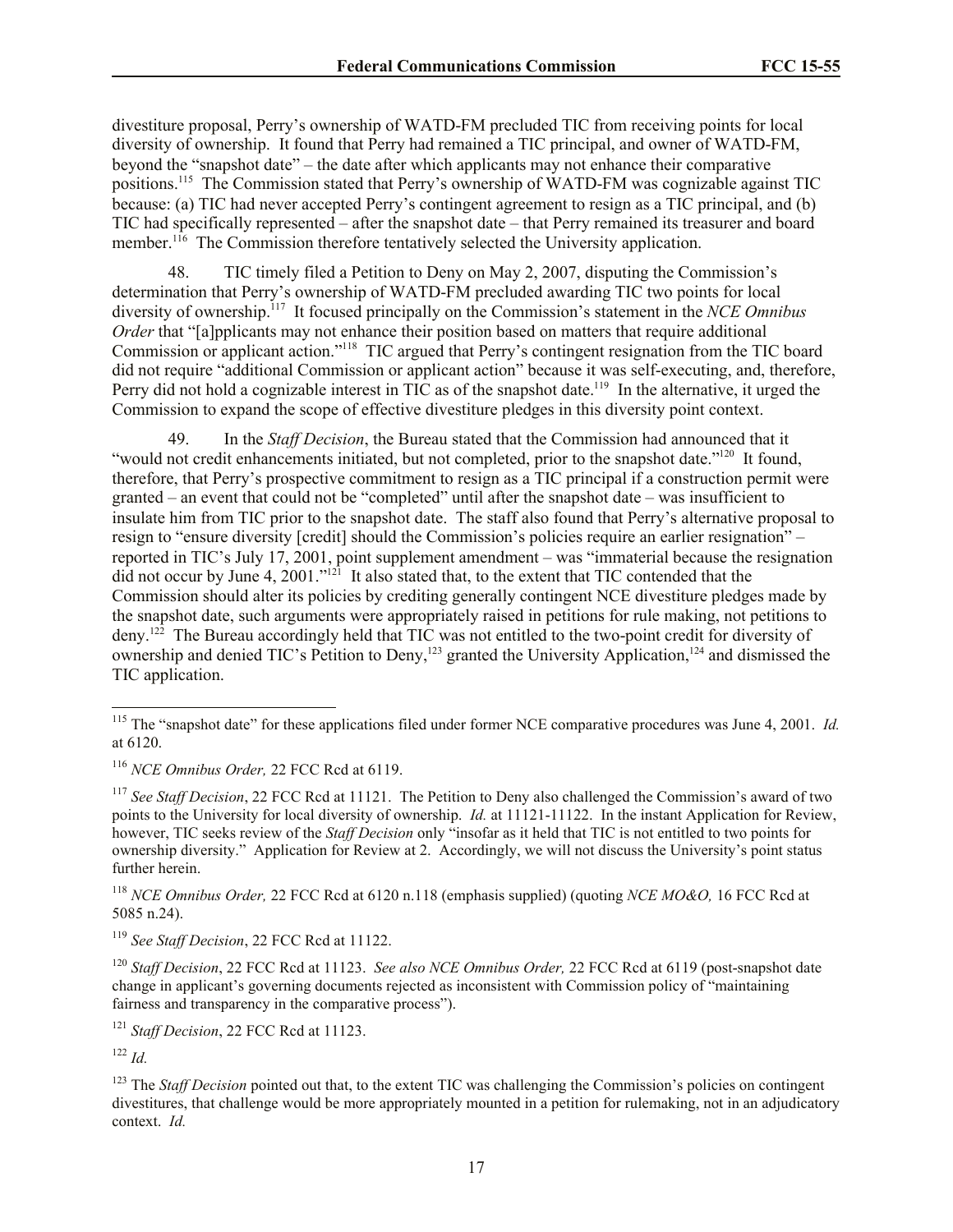divestiture proposal, Perry's ownership of WATD-FM precluded TIC from receiving points for local diversity of ownership. It found that Perry had remained a TIC principal, and owner of WATD-FM, beyond the "snapshot date" – the date after which applicants may not enhance their comparative positions.[115] The Commission stated that Perry's ownership of WATD-FM was cognizable against TIC because: (a) TIC had never accepted Perry's contingent agreement to resign as a TIC principal, and (b) TIC had specifically represented – after the snapshot date – that Perry remained its treasurer and board member.[116] The Commission therefore tentatively selected the University application.

48. TIC timely filed a Petition to Deny on May 2, 2007, disputing the Commission's determination that Perry's ownership of WATD-FM precluded awarding TIC two points for local diversity of ownership.[117] It focused principally on the Commission's statement in the *NCE Omnibus Order* that "[a]pplicants may not enhance their position based on matters that require additional Commission or applicant action."[118] TIC argued that Perry's contingent resignation from the TIC board did not require "additional Commission or applicant action" because it was self-executing, and, therefore, Perry did not hold a cognizable interest in TIC as of the snapshot date.[119] In the alternative, it urged the Commission to expand the scope of effective divestiture pledges in this diversity point context.

49. In the *Staff Decision*, the Bureau stated that the Commission had announced that it "would not credit enhancements initiated, but not completed, prior to the snapshot date."[120] It found, therefore, that Perry's prospective commitment to resign as a TIC principal if a construction permit were granted – an event that could not be "completed" until after the snapshot date – was insufficient to insulate him from TIC prior to the snapshot date. The staff also found that Perry's alternative proposal to resign to "ensure diversity [credit] should the Commission's policies require an earlier resignation" – reported in TIC's July 17, 2001, point supplement amendment – was "immaterial because the resignation did not occur by June 4, 2001."[121] It also stated that, to the extent that TIC contended that the Commission should alter its policies by crediting generally contingent NCE divestiture pledges made by the snapshot date, such arguments were appropriately raised in petitions for rule making, not petitions to deny.[122] The Bureau accordingly held that TIC was not entitled to the two-point credit for diversity of ownership and denied TIC's Petition to Deny,[123] granted the University Application,[124] and dismissed the TIC application.

---

[115] The "snapshot date" for these applications filed under former NCE comparative procedures was June 4, 2001. *Id.* at 6120.

[116] *NCE Omnibus Order,* 22 FCC Rcd at 6119.

[117] *See Staff Decision*, 22 FCC Rcd at 11121. The Petition to Deny also challenged the Commission's award of two points to the University for local diversity of ownership. *Id.* at 11121-11122. In the instant Application for Review, however, TIC seeks review of the *Staff Decision* only "insofar as it held that TIC is not entitled to two points for ownership diversity." Application for Review at 2. Accordingly, we will not discuss the University's point status further herein.

[118] *NCE Omnibus Order,* 22 FCC Rcd at 6120 n.118 (emphasis supplied) (quoting *NCE MO&O,* 16 FCC Rcd at 5085 n.24).

[119] *See Staff Decision*, 22 FCC Rcd at 11122.

[120] *Staff Decision*, 22 FCC Rcd at 11123. *See also NCE Omnibus Order,* 22 FCC Rcd at 6119 (post-snapshot date change in applicant's governing documents rejected as inconsistent with Commission policy of "maintaining fairness and transparency in the comparative process").

[121] *Staff Decision*, 22 FCC Rcd at 11123.

[122] *Id.*

[123] The *Staff Decision* pointed out that, to the extent TIC was challenging the Commission's policies on contingent divestitures, that challenge would be more appropriately mounted in a petition for rulemaking, not in an adjudicatory context. *Id.*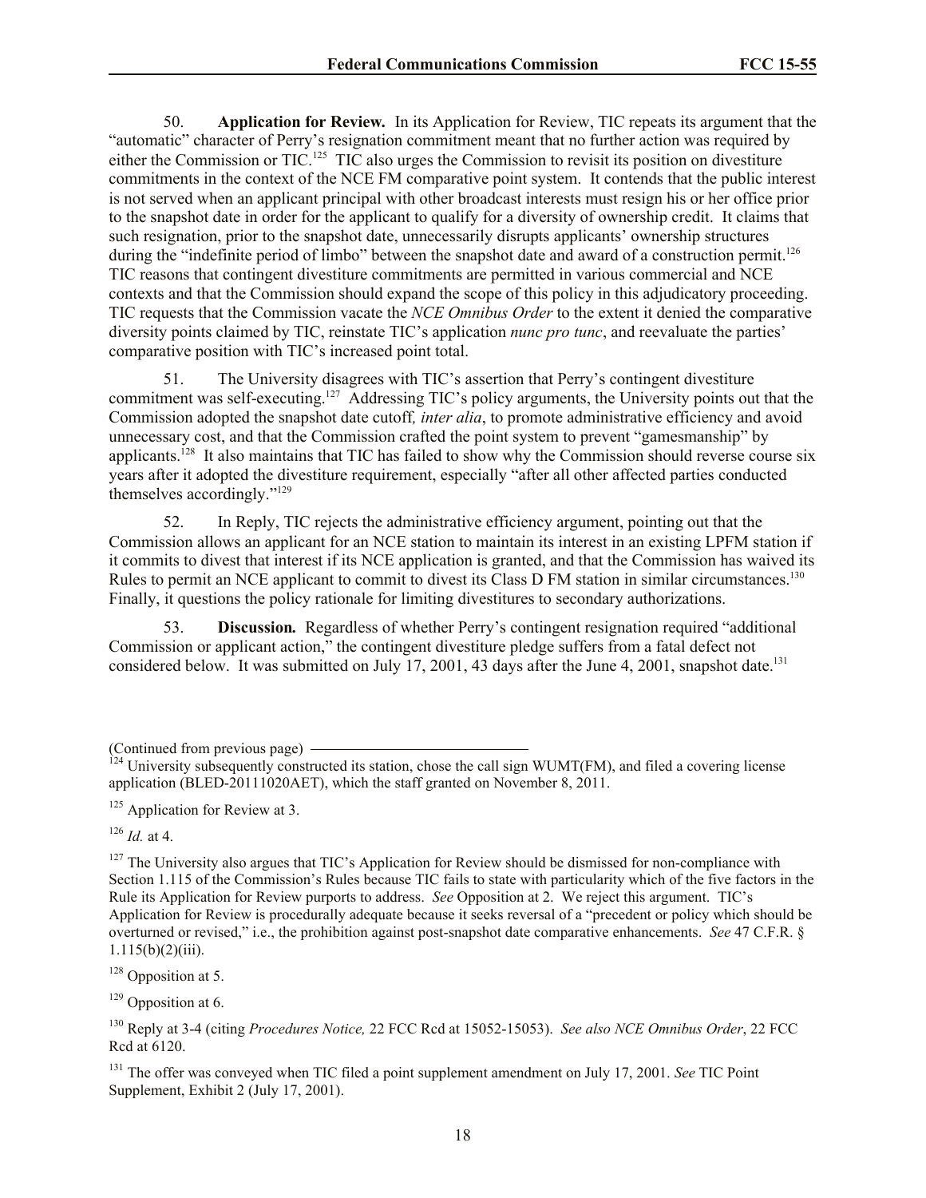50. **Application for Review.** In its Application for Review, TIC repeats its argument that the "automatic" character of Perry's resignation commitment meant that no further action was required by either the Commission or TIC.[125] TIC also urges the Commission to revisit its position on divestiture commitments in the context of the NCE FM comparative point system. It contends that the public interest is not served when an applicant principal with other broadcast interests must resign his or her office prior to the snapshot date in order for the applicant to qualify for a diversity of ownership credit. It claims that such resignation, prior to the snapshot date, unnecessarily disrupts applicants' ownership structures during the "indefinite period of limbo" between the snapshot date and award of a construction permit.[126] TIC reasons that contingent divestiture commitments are permitted in various commercial and NCE contexts and that the Commission should expand the scope of this policy in this adjudicatory proceeding. TIC requests that the Commission vacate the *NCE Omnibus Order* to the extent it denied the comparative diversity points claimed by TIC, reinstate TIC's application *nunc pro tunc*, and reevaluate the parties' comparative position with TIC's increased point total.

51. The University disagrees with TIC's assertion that Perry's contingent divestiture commitment was self-executing.[127] Addressing TIC's policy arguments, the University points out that the Commission adopted the snapshot date cutoff*, inter alia*, to promote administrative efficiency and avoid unnecessary cost, and that the Commission crafted the point system to prevent "gamesmanship" by applicants.[128] It also maintains that TIC has failed to show why the Commission should reverse course six years after it adopted the divestiture requirement, especially "after all other affected parties conducted themselves accordingly."[129]

52. In Reply, TIC rejects the administrative efficiency argument, pointing out that the Commission allows an applicant for an NCE station to maintain its interest in an existing LPFM station if it commits to divest that interest if its NCE application is granted, and that the Commission has waived its Rules to permit an NCE applicant to commit to divest its Class D FM station in similar circumstances.[130] Finally, it questions the policy rationale for limiting divestitures to secondary authorizations.

53. **Discussion.** Regardless of whether Perry's contingent resignation required "additional Commission or applicant action," the contingent divestiture pledge suffers from a fatal defect not considered below. It was submitted on July 17, 2001, 43 days after the June 4, 2001, snapshot date.[131]

(Continued from previous page)

[124] University subsequently constructed its station, chose the call sign WUMT(FM), and filed a covering license application (BLED-20111020AET), which the staff granted on November 8, 2011.

[125] Application for Review at 3.

[126] *Id.* at 4.

[127] The University also argues that TIC's Application for Review should be dismissed for non-compliance with Section 1.115 of the Commission's Rules because TIC fails to state with particularity which of the five factors in the Rule its Application for Review purports to address. *See* Opposition at 2. We reject this argument. TIC's Application for Review is procedurally adequate because it seeks reversal of a "precedent or policy which should be overturned or revised," i.e., the prohibition against post-snapshot date comparative enhancements. *See* 47 C.F.R. § 1.115(b)(2)(iii).

[128] Opposition at 5.

[129] Opposition at 6.

[130] Reply at 3-4 (citing *Procedures Notice,* 22 FCC Rcd at 15052-15053). *See also NCE Omnibus Order*, 22 FCC Rcd at 6120.

[131] The offer was conveyed when TIC filed a point supplement amendment on July 17, 2001. *See* TIC Point Supplement, Exhibit 2 (July 17, 2001).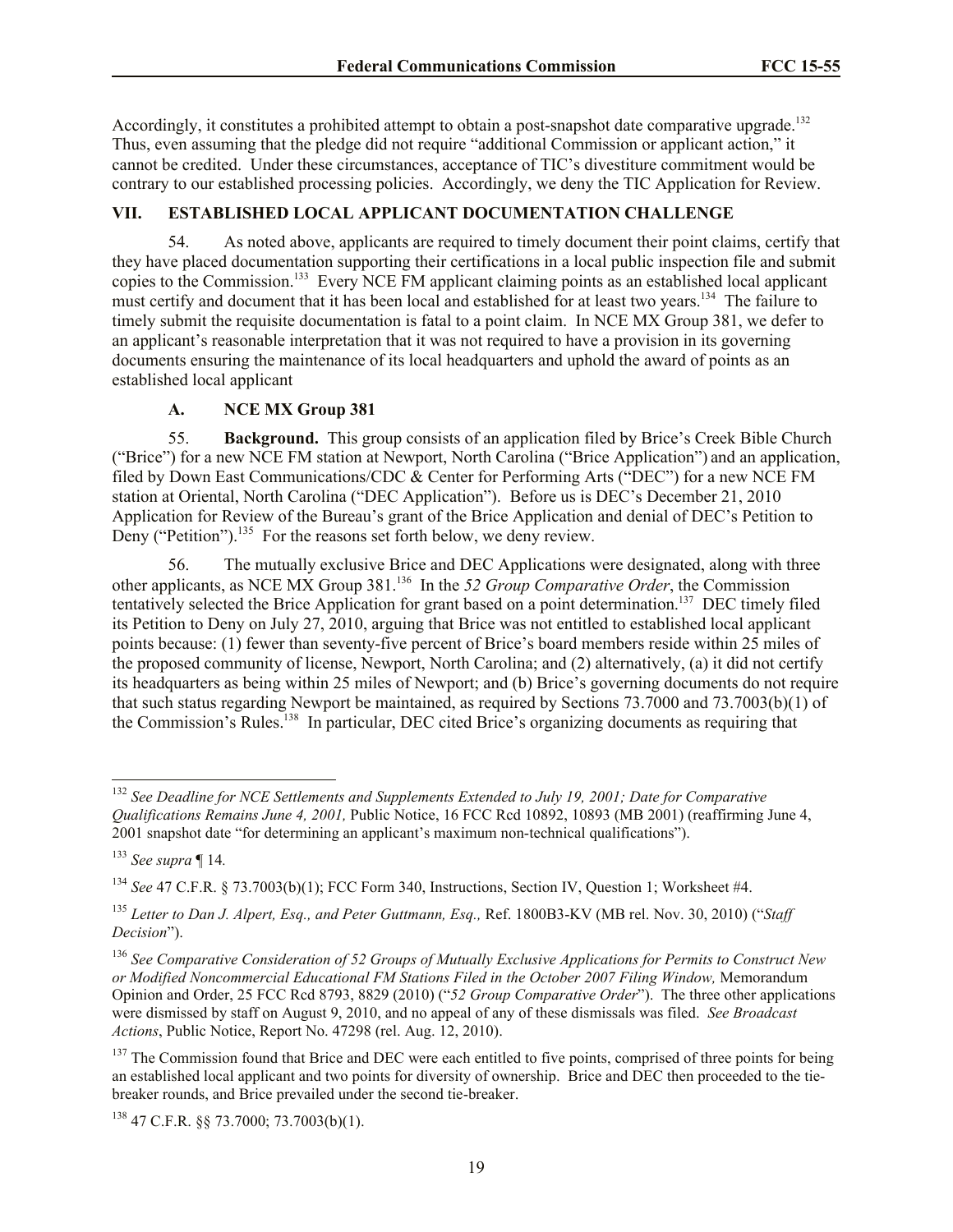Accordingly, it constitutes a prohibited attempt to obtain a post-snapshot date comparative upgrade.[132] Thus, even assuming that the pledge did not require "additional Commission or applicant action," it cannot be credited. Under these circumstances, acceptance of TIC's divestiture commitment would be contrary to our established processing policies. Accordingly, we deny the TIC Application for Review.

## VII. ESTABLISHED LOCAL APPLICANT DOCUMENTATION CHALLENGE

54. As noted above, applicants are required to timely document their point claims, certify that they have placed documentation supporting their certifications in a local public inspection file and submit copies to the Commission.[133] Every NCE FM applicant claiming points as an established local applicant must certify and document that it has been local and established for at least two years.[134] The failure to timely submit the requisite documentation is fatal to a point claim. In NCE MX Group 381, we defer to an applicant's reasonable interpretation that it was not required to have a provision in its governing documents ensuring the maintenance of its local headquarters and uphold the award of points as an established local applicant

### A. NCE MX Group 381

55. **Background.** This group consists of an application filed by Brice's Creek Bible Church ("Brice") for a new NCE FM station at Newport, North Carolina ("Brice Application") and an application, filed by Down East Communications/CDC & Center for Performing Arts ("DEC") for a new NCE FM station at Oriental, North Carolina ("DEC Application"). Before us is DEC's December 21, 2010 Application for Review of the Bureau's grant of the Brice Application and denial of DEC's Petition to Deny ("Petition").[135] For the reasons set forth below, we deny review.

56. The mutually exclusive Brice and DEC Applications were designated, along with three other applicants, as NCE MX Group 381.[136] In the *52 Group Comparative Order*, the Commission tentatively selected the Brice Application for grant based on a point determination.[137] DEC timely filed its Petition to Deny on July 27, 2010, arguing that Brice was not entitled to established local applicant points because: (1) fewer than seventy-five percent of Brice's board members reside within 25 miles of the proposed community of license, Newport, North Carolina; and (2) alternatively, (a) it did not certify its headquarters as being within 25 miles of Newport; and (b) Brice's governing documents do not require that such status regarding Newport be maintained, as required by Sections 73.7000 and 73.7003(b)(1) of the Commission's Rules.[138] In particular, DEC cited Brice's organizing documents as requiring that

---

[132] *See Deadline for NCE Settlements and Supplements Extended to July 19, 2001; Date for Comparative Qualifications Remains June 4, 2001,* Public Notice, 16 FCC Rcd 10892, 10893 (MB 2001) (reaffirming June 4, 2001 snapshot date "for determining an applicant's maximum non-technical qualifications").

[133] *See supra* ¶ 14*.*

[134] *See* 47 C.F.R. § 73.7003(b)(1); FCC Form 340, Instructions, Section IV, Question 1; Worksheet #4.

[135] *Letter to Dan J. Alpert, Esq., and Peter Guttmann, Esq.,* Ref. 1800B3-KV (MB rel. Nov. 30, 2010) ("*Staff Decision*").

[136] *See Comparative Consideration of 52 Groups of Mutually Exclusive Applications for Permits to Construct New or Modified Noncommercial Educational FM Stations Filed in the October 2007 Filing Window,* Memorandum Opinion and Order, 25 FCC Rcd 8793, 8829 (2010) ("*52 Group Comparative Order*"). The three other applications were dismissed by staff on August 9, 2010, and no appeal of any of these dismissals was filed. *See Broadcast Actions*, Public Notice, Report No. 47298 (rel. Aug. 12, 2010).

[137] The Commission found that Brice and DEC were each entitled to five points, comprised of three points for being an established local applicant and two points for diversity of ownership. Brice and DEC then proceeded to the tie-breaker rounds, and Brice prevailed under the second tie-breaker.

[138] 47 C.F.R. §§ 73.7000; 73.7003(b)(1).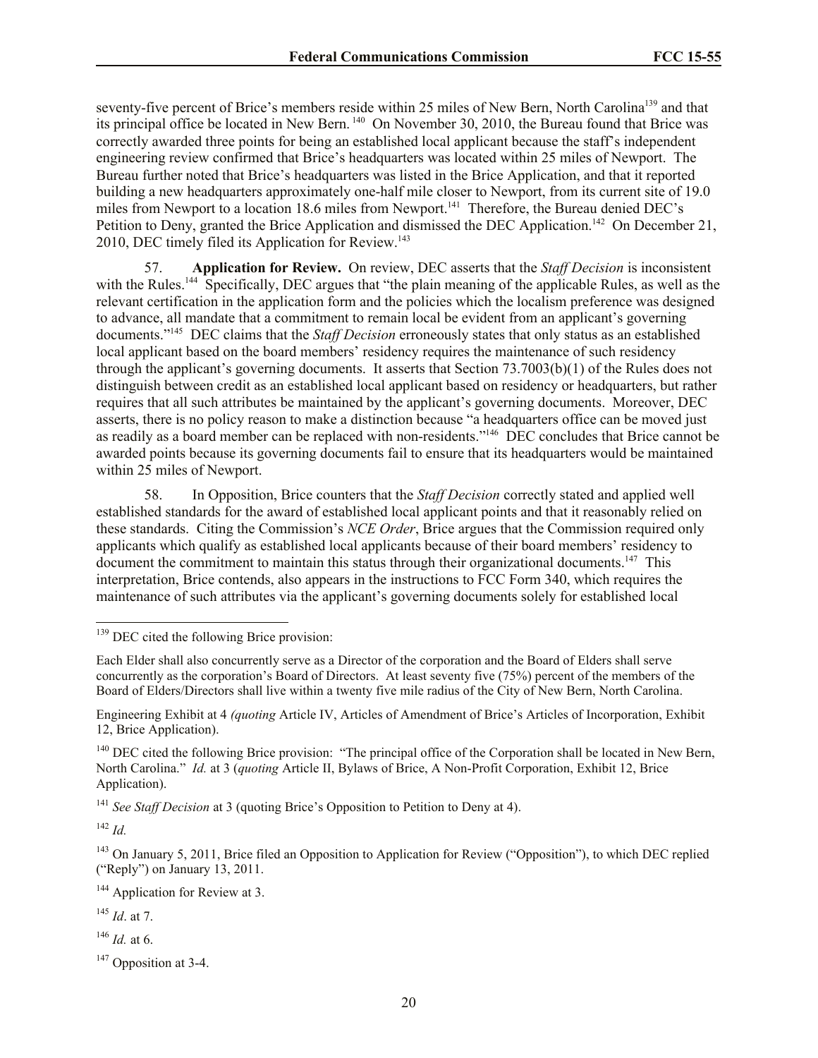seventy-five percent of Brice's members reside within 25 miles of New Bern, North Carolina[139] and that its principal office be located in New Bern.[140] On November 30, 2010, the Bureau found that Brice was correctly awarded three points for being an established local applicant because the staff's independent engineering review confirmed that Brice's headquarters was located within 25 miles of Newport. The Bureau further noted that Brice's headquarters was listed in the Brice Application, and that it reported building a new headquarters approximately one-half mile closer to Newport, from its current site of 19.0 miles from Newport to a location 18.6 miles from Newport.[141] Therefore, the Bureau denied DEC's Petition to Deny, granted the Brice Application and dismissed the DEC Application.[142] On December 21, 2010, DEC timely filed its Application for Review.[143]

57. **Application for Review.** On review, DEC asserts that the *Staff Decision* is inconsistent with the Rules.[144] Specifically, DEC argues that "the plain meaning of the applicable Rules, as well as the relevant certification in the application form and the policies which the localism preference was designed to advance, all mandate that a commitment to remain local be evident from an applicant's governing documents."[145] DEC claims that the *Staff Decision* erroneously states that only status as an established local applicant based on the board members' residency requires the maintenance of such residency through the applicant's governing documents. It asserts that Section 73.7003(b)(1) of the Rules does not distinguish between credit as an established local applicant based on residency or headquarters, but rather requires that all such attributes be maintained by the applicant's governing documents. Moreover, DEC asserts, there is no policy reason to make a distinction because "a headquarters office can be moved just as readily as a board member can be replaced with non-residents."[146] DEC concludes that Brice cannot be awarded points because its governing documents fail to ensure that its headquarters would be maintained within 25 miles of Newport.

58. In Opposition, Brice counters that the *Staff Decision* correctly stated and applied well established standards for the award of established local applicant points and that it reasonably relied on these standards. Citing the Commission's *NCE Order*, Brice argues that the Commission required only applicants which qualify as established local applicants because of their board members' residency to document the commitment to maintain this status through their organizational documents.[147] This interpretation, Brice contends, also appears in the instructions to FCC Form 340, which requires the maintenance of such attributes via the applicant's governing documents solely for established local

---

[139] DEC cited the following Brice provision:

Each Elder shall also concurrently serve as a Director of the corporation and the Board of Elders shall serve concurrently as the corporation's Board of Directors. At least seventy five (75%) percent of the members of the Board of Elders/Directors shall live within a twenty five mile radius of the City of New Bern, North Carolina.

Engineering Exhibit at 4 *(quoting* Article IV, Articles of Amendment of Brice's Articles of Incorporation, Exhibit 12, Brice Application).

[140] DEC cited the following Brice provision: "The principal office of the Corporation shall be located in New Bern, North Carolina." *Id.* at 3 (*quoting* Article II, Bylaws of Brice, A Non-Profit Corporation, Exhibit 12, Brice Application).

[141] *See Staff Decision* at 3 (quoting Brice's Opposition to Petition to Deny at 4).

[142] *Id.*

[143] On January 5, 2011, Brice filed an Opposition to Application for Review ("Opposition"), to which DEC replied ("Reply") on January 13, 2011.

[144] Application for Review at 3.

[145] *Id*. at 7.

[146] *Id.* at 6.

[147] Opposition at 3-4.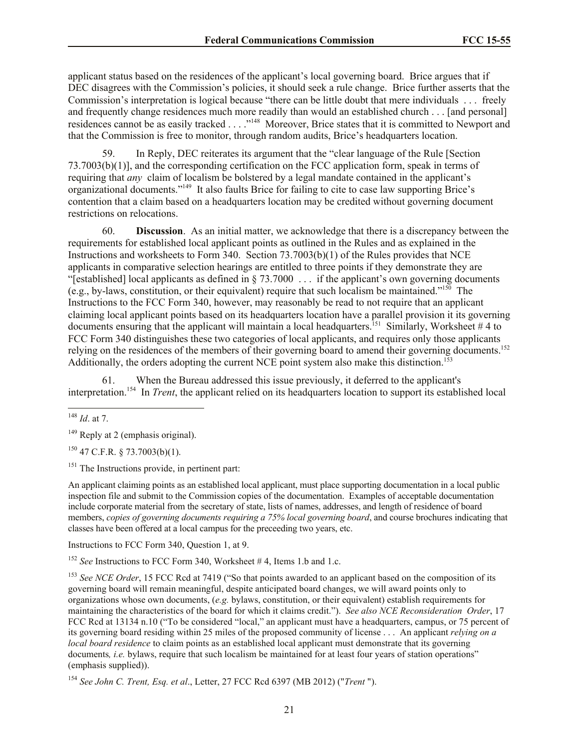applicant status based on the residences of the applicant's local governing board. Brice argues that if DEC disagrees with the Commission's policies, it should seek a rule change. Brice further asserts that the Commission's interpretation is logical because "there can be little doubt that mere individuals . . . freely and frequently change residences much more readily than would an established church . . . [and personal] residences cannot be as easily tracked . . . ."[148] Moreover, Brice states that it is committed to Newport and that the Commission is free to monitor, through random audits, Brice's headquarters location.

59. In Reply, DEC reiterates its argument that the "clear language of the Rule [Section 73.7003(b)(1)], and the corresponding certification on the FCC application form, speak in terms of requiring that *any* claim of localism be bolstered by a legal mandate contained in the applicant's organizational documents."[149] It also faults Brice for failing to cite to case law supporting Brice's contention that a claim based on a headquarters location may be credited without governing document restrictions on relocations.

60. **Discussion**. As an initial matter, we acknowledge that there is a discrepancy between the requirements for established local applicant points as outlined in the Rules and as explained in the Instructions and worksheets to Form 340. Section 73.7003(b)(1) of the Rules provides that NCE applicants in comparative selection hearings are entitled to three points if they demonstrate they are "[established] local applicants as defined in § 73.7000 . . . if the applicant's own governing documents (e.g., by-laws, constitution, or their equivalent) require that such localism be maintained."[150] The Instructions to the FCC Form 340, however, may reasonably be read to not require that an applicant claiming local applicant points based on its headquarters location have a parallel provision it its governing documents ensuring that the applicant will maintain a local headquarters.[151] Similarly, Worksheet # 4 to FCC Form 340 distinguishes these two categories of local applicants, and requires only those applicants relying on the residences of the members of their governing board to amend their governing documents.[152] Additionally, the orders adopting the current NCE point system also make this distinction.[153]

61. When the Bureau addressed this issue previously, it deferred to the applicant's interpretation.[154] In *Trent*, the applicant relied on its headquarters location to support its established local

---

[148] *Id*. at 7.

[149] Reply at 2 (emphasis original).

[150] 47 C.F.R. § 73.7003(b)(1).

[151] The Instructions provide, in pertinent part:

An applicant claiming points as an established local applicant, must place supporting documentation in a local public inspection file and submit to the Commission copies of the documentation. Examples of acceptable documentation include corporate material from the secretary of state, lists of names, addresses, and length of residence of board members, *copies of governing documents requiring a 75% local governing board*, and course brochures indicating that classes have been offered at a local campus for the preceeding two years, etc.

Instructions to FCC Form 340, Question 1, at 9.

[152] *See* Instructions to FCC Form 340, Worksheet # 4, Items 1.b and 1.c.

[153] *See NCE Order*, 15 FCC Rcd at 7419 ("So that points awarded to an applicant based on the composition of its governing board will remain meaningful, despite anticipated board changes, we will award points only to organizations whose own documents, (*e.g.* bylaws, constitution, or their equivalent) establish requirements for maintaining the characteristics of the board for which it claims credit."). *See also NCE Reconsideration Order*, 17 FCC Rcd at 13134 n.10 ("To be considered "local," an applicant must have a headquarters, campus, or 75 percent of its governing board residing within 25 miles of the proposed community of license . . . An applicant *relying on a local board residence* to claim points as an established local applicant must demonstrate that its governing documents*, i.e.* bylaws, require that such localism be maintained for at least four years of station operations" (emphasis supplied)).

[154] *See John C. Trent, Esq. et al*., Letter, 27 FCC Rcd 6397 (MB 2012) ("*Trent* ").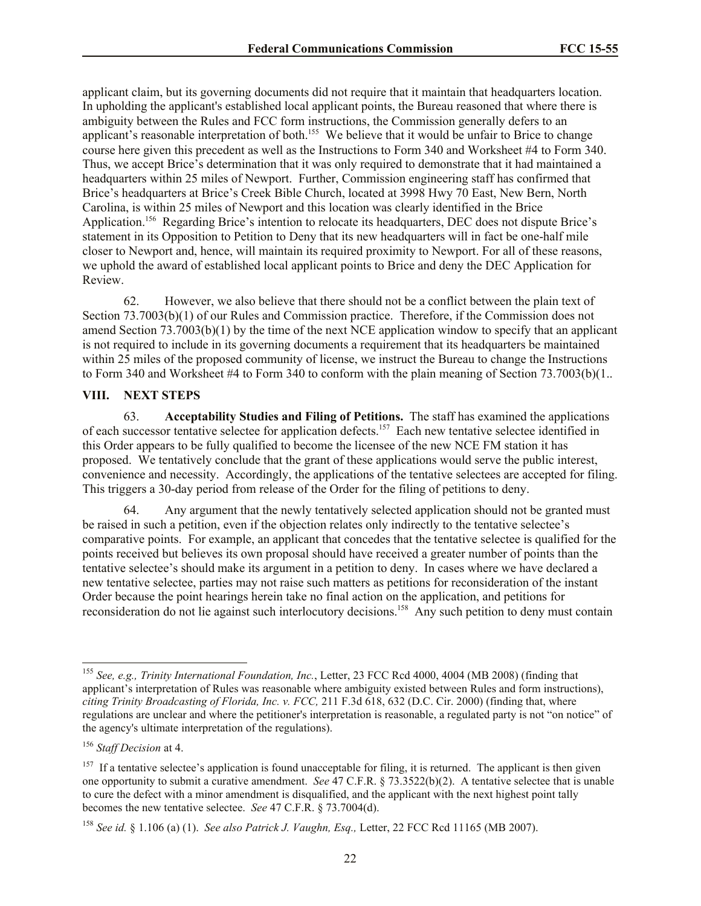applicant claim, but its governing documents did not require that it maintain that headquarters location. In upholding the applicant's established local applicant points, the Bureau reasoned that where there is ambiguity between the Rules and FCC form instructions, the Commission generally defers to an applicant's reasonable interpretation of both.[155] We believe that it would be unfair to Brice to change course here given this precedent as well as the Instructions to Form 340 and Worksheet #4 to Form 340. Thus, we accept Brice's determination that it was only required to demonstrate that it had maintained a headquarters within 25 miles of Newport. Further, Commission engineering staff has confirmed that Brice's headquarters at Brice's Creek Bible Church, located at 3998 Hwy 70 East, New Bern, North Carolina, is within 25 miles of Newport and this location was clearly identified in the Brice Application.[156] Regarding Brice's intention to relocate its headquarters, DEC does not dispute Brice's statement in its Opposition to Petition to Deny that its new headquarters will in fact be one-half mile closer to Newport and, hence, will maintain its required proximity to Newport. For all of these reasons, we uphold the award of established local applicant points to Brice and deny the DEC Application for Review.

62. However, we also believe that there should not be a conflict between the plain text of Section 73.7003(b)(1) of our Rules and Commission practice. Therefore, if the Commission does not amend Section 73.7003(b)(1) by the time of the next NCE application window to specify that an applicant is not required to include in its governing documents a requirement that its headquarters be maintained within 25 miles of the proposed community of license, we instruct the Bureau to change the Instructions to Form 340 and Worksheet #4 to Form 340 to conform with the plain meaning of Section 73.7003(b)(1..

## VIII. NEXT STEPS

63. **Acceptability Studies and Filing of Petitions.** The staff has examined the applications of each successor tentative selectee for application defects.[157] Each new tentative selectee identified in this Order appears to be fully qualified to become the licensee of the new NCE FM station it has proposed. We tentatively conclude that the grant of these applications would serve the public interest, convenience and necessity. Accordingly, the applications of the tentative selectees are accepted for filing. This triggers a 30-day period from release of the Order for the filing of petitions to deny.

64. Any argument that the newly tentatively selected application should not be granted must be raised in such a petition, even if the objection relates only indirectly to the tentative selectee's comparative points. For example, an applicant that concedes that the tentative selectee is qualified for the points received but believes its own proposal should have received a greater number of points than the tentative selectee's should make its argument in a petition to deny. In cases where we have declared a new tentative selectee, parties may not raise such matters as petitions for reconsideration of the instant Order because the point hearings herein take no final action on the application, and petitions for reconsideration do not lie against such interlocutory decisions.[158] Any such petition to deny must contain

---

[155] *See, e.g., Trinity International Foundation, Inc.*, Letter, 23 FCC Rcd 4000, 4004 (MB 2008) (finding that applicant's interpretation of Rules was reasonable where ambiguity existed between Rules and form instructions), *citing Trinity Broadcasting of Florida, Inc. v. FCC,* 211 F.3d 618, 632 (D.C. Cir. 2000) (finding that, where regulations are unclear and where the petitioner's interpretation is reasonable, a regulated party is not "on notice" of the agency's ultimate interpretation of the regulations).

[156] *Staff Decision* at 4.

[157] If a tentative selectee's application is found unacceptable for filing, it is returned. The applicant is then given one opportunity to submit a curative amendment. *See* 47 C.F.R. § 73.3522(b)(2). A tentative selectee that is unable to cure the defect with a minor amendment is disqualified, and the applicant with the next highest point tally becomes the new tentative selectee. *See* 47 C.F.R. § 73.7004(d).

[158] *See id.* § 1.106 (a) (1). *See also Patrick J. Vaughn, Esq.,* Letter, 22 FCC Rcd 11165 (MB 2007).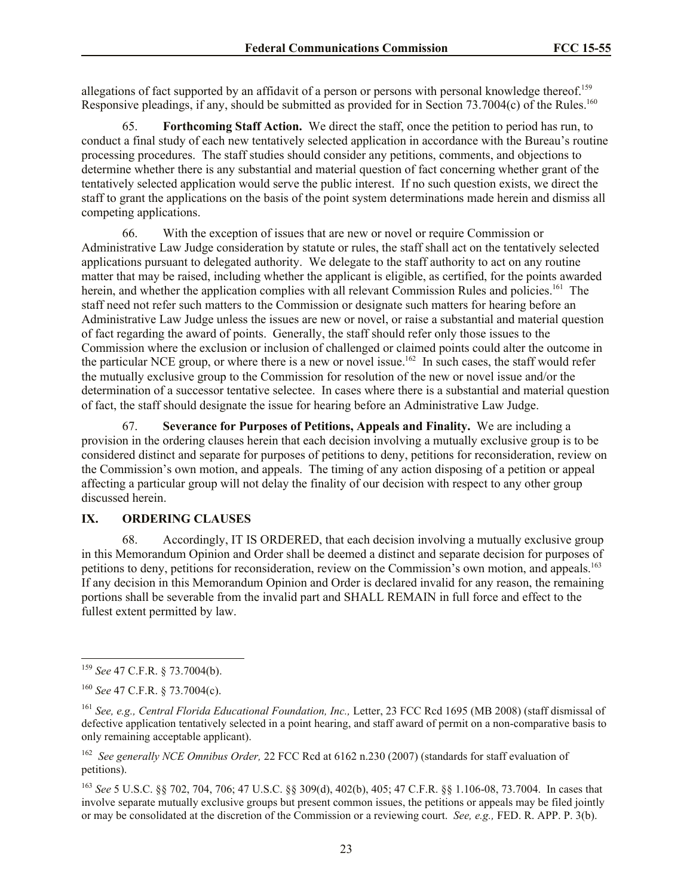allegations of fact supported by an affidavit of a person or persons with personal knowledge thereof.[159] Responsive pleadings, if any, should be submitted as provided for in Section 73.7004(c) of the Rules.[160]

65. **Forthcoming Staff Action.** We direct the staff, once the petition to period has run, to conduct a final study of each new tentatively selected application in accordance with the Bureau's routine processing procedures. The staff studies should consider any petitions, comments, and objections to determine whether there is any substantial and material question of fact concerning whether grant of the tentatively selected application would serve the public interest. If no such question exists, we direct the staff to grant the applications on the basis of the point system determinations made herein and dismiss all competing applications.

66. With the exception of issues that are new or novel or require Commission or Administrative Law Judge consideration by statute or rules, the staff shall act on the tentatively selected applications pursuant to delegated authority. We delegate to the staff authority to act on any routine matter that may be raised, including whether the applicant is eligible, as certified, for the points awarded herein, and whether the application complies with all relevant Commission Rules and policies.[161] The staff need not refer such matters to the Commission or designate such matters for hearing before an Administrative Law Judge unless the issues are new or novel, or raise a substantial and material question of fact regarding the award of points. Generally, the staff should refer only those issues to the Commission where the exclusion or inclusion of challenged or claimed points could alter the outcome in the particular NCE group, or where there is a new or novel issue.[162] In such cases, the staff would refer the mutually exclusive group to the Commission for resolution of the new or novel issue and/or the determination of a successor tentative selectee. In cases where there is a substantial and material question of fact, the staff should designate the issue for hearing before an Administrative Law Judge.

67. **Severance for Purposes of Petitions, Appeals and Finality.** We are including a provision in the ordering clauses herein that each decision involving a mutually exclusive group is to be considered distinct and separate for purposes of petitions to deny, petitions for reconsideration, review on the Commission's own motion, and appeals. The timing of any action disposing of a petition or appeal affecting a particular group will not delay the finality of our decision with respect to any other group discussed herein.

## IX. ORDERING CLAUSES

68. Accordingly, IT IS ORDERED, that each decision involving a mutually exclusive group in this Memorandum Opinion and Order shall be deemed a distinct and separate decision for purposes of petitions to deny, petitions for reconsideration, review on the Commission's own motion, and appeals.[163] If any decision in this Memorandum Opinion and Order is declared invalid for any reason, the remaining portions shall be severable from the invalid part and SHALL REMAIN in full force and effect to the fullest extent permitted by law.

---

[159] *See* 47 C.F.R. § 73.7004(b).

[160] *See* 47 C.F.R. § 73.7004(c).

[161] *See, e.g., Central Florida Educational Foundation, Inc.,* Letter, 23 FCC Rcd 1695 (MB 2008) (staff dismissal of defective application tentatively selected in a point hearing, and staff award of permit on a non-comparative basis to only remaining acceptable applicant).

[162] *See generally NCE Omnibus Order,* 22 FCC Rcd at 6162 n.230 (2007) (standards for staff evaluation of petitions).

[163] *See* 5 U.S.C. §§ 702, 704, 706; 47 U.S.C. §§ 309(d), 402(b), 405; 47 C.F.R. §§ 1.106-08, 73.7004. In cases that involve separate mutually exclusive groups but present common issues, the petitions or appeals may be filed jointly or may be consolidated at the discretion of the Commission or a reviewing court. *See, e.g.,* FED. R. APP. P. 3(b).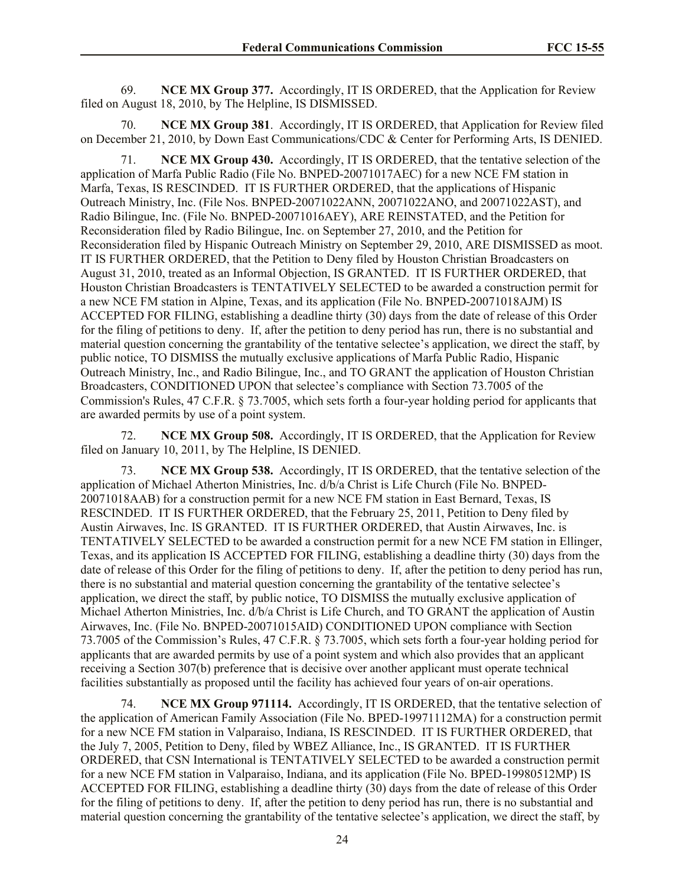69. **NCE MX Group 377.** Accordingly, IT IS ORDERED, that the Application for Review filed on August 18, 2010, by The Helpline, IS DISMISSED.

70. **NCE MX Group 381**. Accordingly, IT IS ORDERED, that Application for Review filed on December 21, 2010, by Down East Communications/CDC & Center for Performing Arts, IS DENIED.

71. **NCE MX Group 430.** Accordingly, IT IS ORDERED, that the tentative selection of the application of Marfa Public Radio (File No. BNPED-20071017AEC) for a new NCE FM station in Marfa, Texas, IS RESCINDED. IT IS FURTHER ORDERED, that the applications of Hispanic Outreach Ministry, Inc. (File Nos. BNPED-20071022ANN, 20071022ANO, and 20071022AST), and Radio Bilingue, Inc. (File No. BNPED-20071016AEY), ARE REINSTATED, and the Petition for Reconsideration filed by Radio Bilingue, Inc. on September 27, 2010, and the Petition for Reconsideration filed by Hispanic Outreach Ministry on September 29, 2010, ARE DISMISSED as moot. IT IS FURTHER ORDERED, that the Petition to Deny filed by Houston Christian Broadcasters on August 31, 2010, treated as an Informal Objection, IS GRANTED. IT IS FURTHER ORDERED, that Houston Christian Broadcasters is TENTATIVELY SELECTED to be awarded a construction permit for a new NCE FM station in Alpine, Texas, and its application (File No. BNPED-20071018AJM) IS ACCEPTED FOR FILING, establishing a deadline thirty (30) days from the date of release of this Order for the filing of petitions to deny. If, after the petition to deny period has run, there is no substantial and material question concerning the grantability of the tentative selectee's application, we direct the staff, by public notice, TO DISMISS the mutually exclusive applications of Marfa Public Radio, Hispanic Outreach Ministry, Inc., and Radio Bilingue, Inc., and TO GRANT the application of Houston Christian Broadcasters, CONDITIONED UPON that selectee's compliance with Section 73.7005 of the Commission's Rules, 47 C.F.R. § 73.7005, which sets forth a four-year holding period for applicants that are awarded permits by use of a point system.

72. **NCE MX Group 508.** Accordingly, IT IS ORDERED, that the Application for Review filed on January 10, 2011, by The Helpline, IS DENIED.

73. **NCE MX Group 538.** Accordingly, IT IS ORDERED, that the tentative selection of the application of Michael Atherton Ministries, Inc. d/b/a Christ is Life Church (File No. BNPED-20071018AAB) for a construction permit for a new NCE FM station in East Bernard, Texas, IS RESCINDED. IT IS FURTHER ORDERED, that the February 25, 2011, Petition to Deny filed by Austin Airwaves, Inc. IS GRANTED. IT IS FURTHER ORDERED, that Austin Airwaves, Inc. is TENTATIVELY SELECTED to be awarded a construction permit for a new NCE FM station in Ellinger, Texas, and its application IS ACCEPTED FOR FILING, establishing a deadline thirty (30) days from the date of release of this Order for the filing of petitions to deny. If, after the petition to deny period has run, there is no substantial and material question concerning the grantability of the tentative selectee's application, we direct the staff, by public notice, TO DISMISS the mutually exclusive application of Michael Atherton Ministries, Inc. d/b/a Christ is Life Church, and TO GRANT the application of Austin Airwaves, Inc. (File No. BNPED-20071015AID) CONDITIONED UPON compliance with Section 73.7005 of the Commission's Rules, 47 C.F.R. § 73.7005, which sets forth a four-year holding period for applicants that are awarded permits by use of a point system and which also provides that an applicant receiving a Section 307(b) preference that is decisive over another applicant must operate technical facilities substantially as proposed until the facility has achieved four years of on-air operations.

74. **NCE MX Group 971114.** Accordingly, IT IS ORDERED, that the tentative selection of the application of American Family Association (File No. BPED-19971112MA) for a construction permit for a new NCE FM station in Valparaiso, Indiana, IS RESCINDED. IT IS FURTHER ORDERED, that the July 7, 2005, Petition to Deny, filed by WBEZ Alliance, Inc., IS GRANTED. IT IS FURTHER ORDERED, that CSN International is TENTATIVELY SELECTED to be awarded a construction permit for a new NCE FM station in Valparaiso, Indiana, and its application (File No. BPED-19980512MP) IS ACCEPTED FOR FILING, establishing a deadline thirty (30) days from the date of release of this Order for the filing of petitions to deny. If, after the petition to deny period has run, there is no substantial and material question concerning the grantability of the tentative selectee's application, we direct the staff, by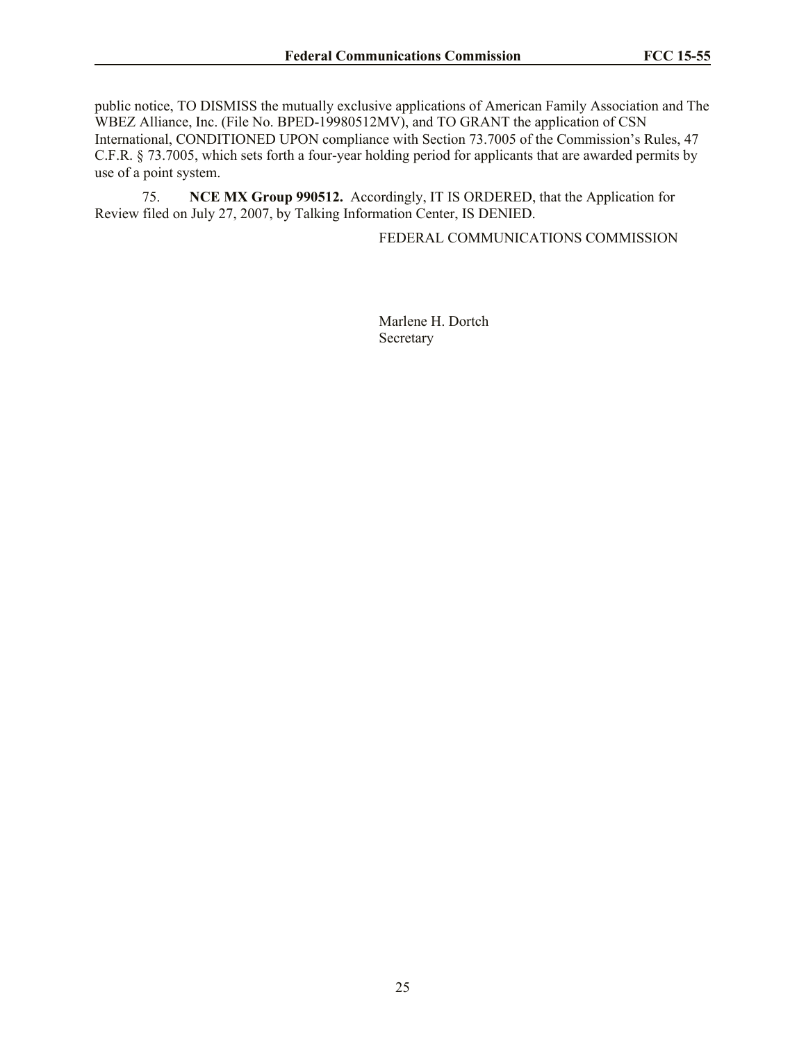public notice, TO DISMISS the mutually exclusive applications of American Family Association and The WBEZ Alliance, Inc. (File No. BPED-19980512MV), and TO GRANT the application of CSN International, CONDITIONED UPON compliance with Section 73.7005 of the Commission's Rules, 47 C.F.R. § 73.7005, which sets forth a four-year holding period for applicants that are awarded permits by use of a point system.

75. **NCE MX Group 990512.** Accordingly, IT IS ORDERED, that the Application for Review filed on July 27, 2007, by Talking Information Center, IS DENIED.

FEDERAL COMMUNICATIONS COMMISSION

Marlene H. Dortch
Secretary